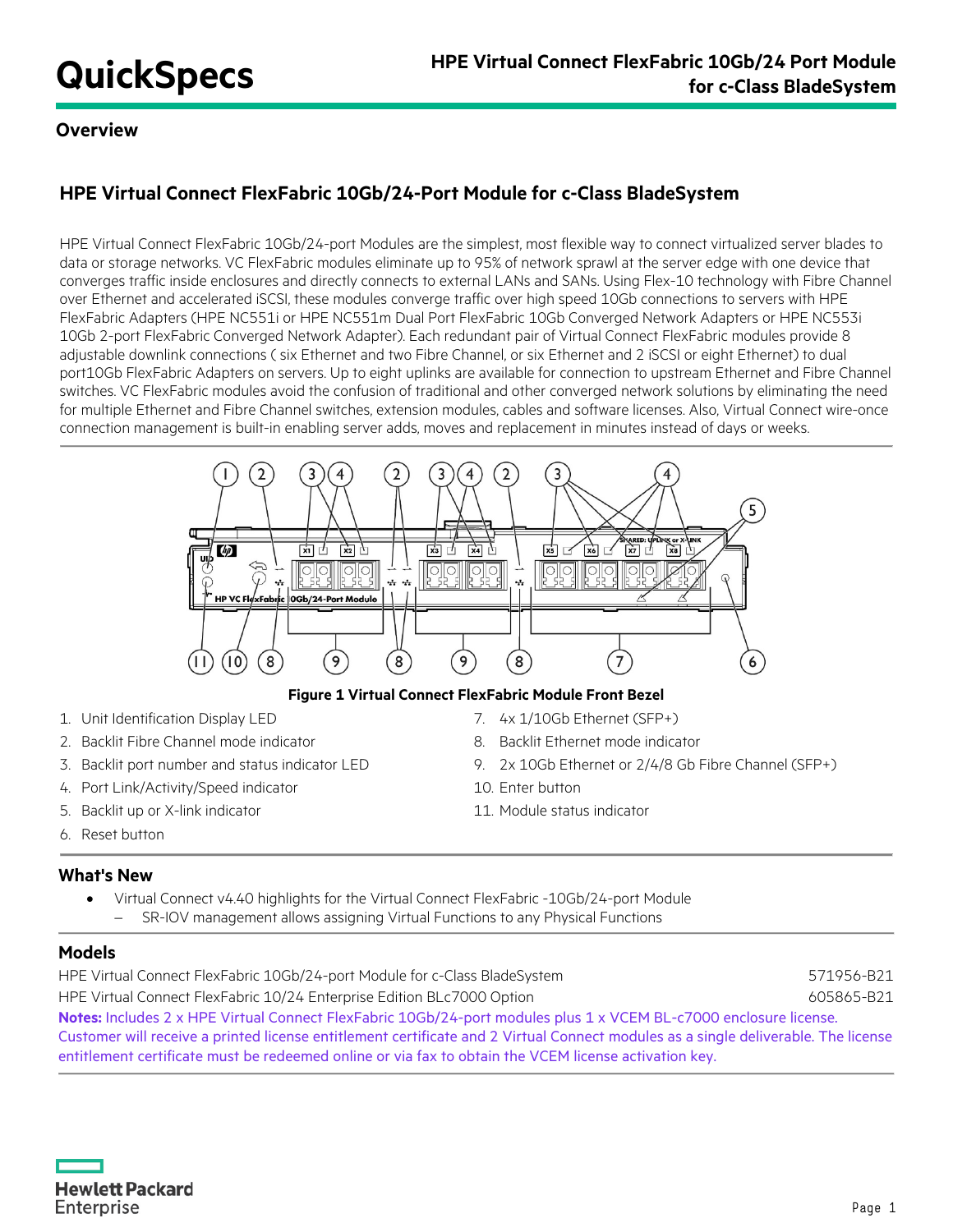# QuickSpecs

## Overview

### HPE Virtual Connect FlexFabric 10Gb/24-Port Module for c-Class BladeSystem

HPE Virtual Connect FlexFabric 10Gb/24-port Modules are the simplest, most flexible way to connect virtualized server blades to data or storage networks. VC FlexFabric modules eliminate up to 95% of network sprawl at the server edge with one device that converges traffic inside enclosures and directly connects to external LANs and SANs. Using Flex-10 technology with Fibre Channel over Ethernet and accelerated iSCSI, these modules converge traffic over high speed 10Gb connections to servers with HPE FlexFabric Adapters (HPE NC551i or HPE NC551m Dual Port FlexFabric 10Gb Converged Network Adapters or HPE NC553i 10Gb 2-port FlexFabric Converged Network Adapter). Each redundant pair of Virtual Connect FlexFabric modules provide 8 adjustable downlink connections ( six Ethernet and two Fibre Channel, or six Ethernet and 2 iSCSI or eight Ethernet) to dual port10Gb FlexFabric Adapters on servers. Up to eight uplinks are available for connection to upstream Ethernet and Fibre Channel switches. VC FlexFabric modules avoid the confusion of traditional and other converged network solutions by eliminating the need for multiple Ethernet and Fibre Channel switches, extension modules, cables and software licenses. Also, Virtual Connect wire-once connection management is built-in enabling server adds, moves and replacement in minutes instead of days or weeks.

**Figure 1 Virtual Connect FlexFabric Module Front Bezel**

1. Unit Identification Display LED
2. Backlit Fibre Channel mode indicator
3. Backlit port number and status indicator LED
4. Port Link/Activity/Speed indicator
5. Backlit up or X-link indicator
6. Reset button
7. 4x 1/10Gb Ethernet (SFP+)
8. Backlit Ethernet mode indicator
9. 2x 10Gb Ethernet or 2/4/8 Gb Fibre Channel (SFP+)
10. Enter button
11. Module status indicator

## What's New

- Virtual Connect v4.40 highlights for the Virtual Connect FlexFabric -10Gb/24-port Module
  - SR-IOV management allows assigning Virtual Functions to any Physical Functions

## Models

| | |
|---|---|
| HPE Virtual Connect FlexFabric 10Gb/24-port Module for c-Class BladeSystem | 571956-B21 |
| HPE Virtual Connect FlexFabric 10/24 Enterprise Edition BLc7000 Option | 605865-B21 |

**Notes:** Includes 2 x HPE Virtual Connect FlexFabric 10Gb/24-port modules plus 1 x VCEM BL-c7000 enclosure license. Customer will receive a printed license entitlement certificate and 2 Virtual Connect modules as a single deliverable. The license entitlement certificate must be redeemed online or via fax to obtain the VCEM license activation key.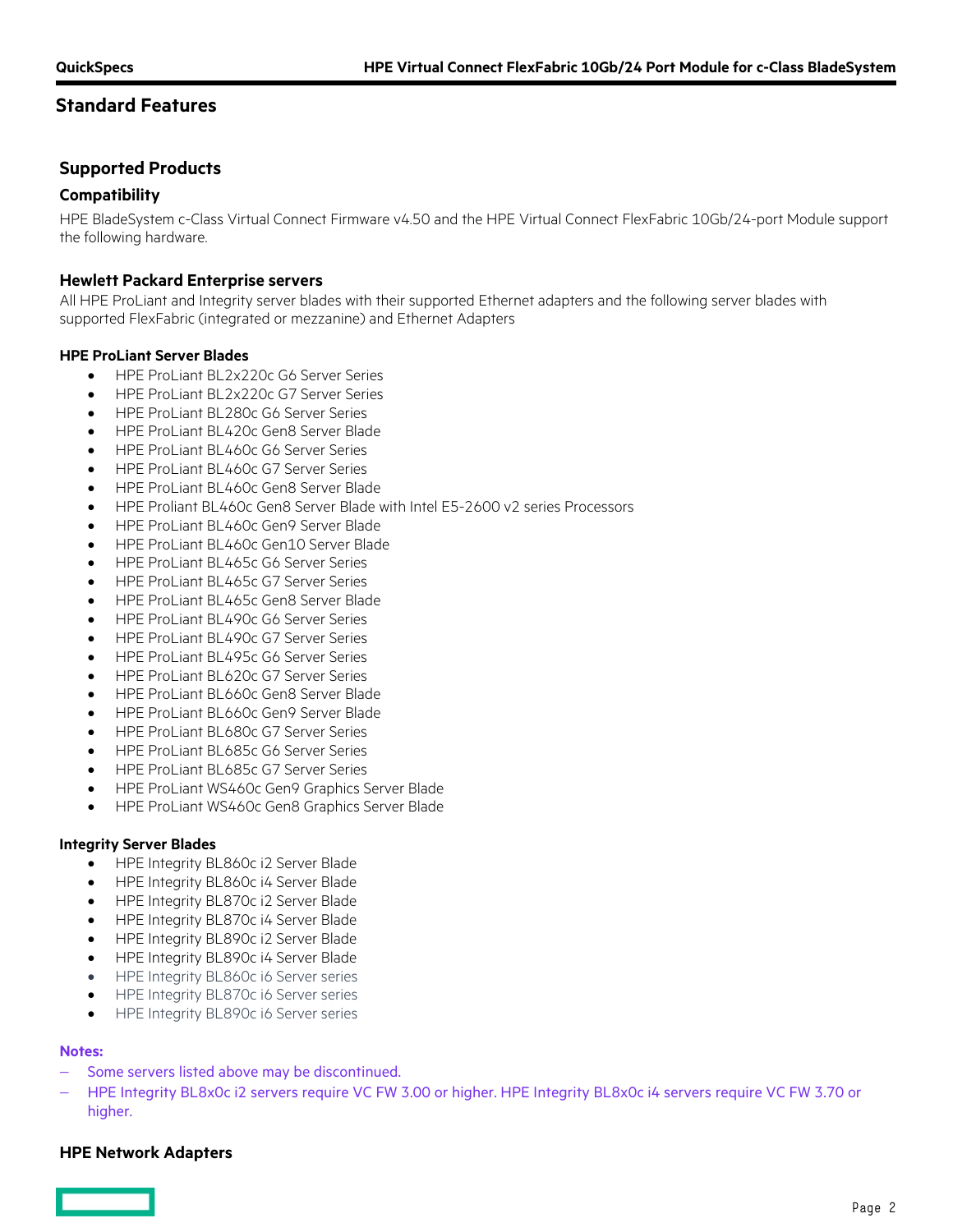## Standard Features

### Supported Products

#### Compatibility

HPE BladeSystem c-Class Virtual Connect Firmware v4.50 and the HPE Virtual Connect FlexFabric 10Gb/24-port Module support the following hardware.

#### Hewlett Packard Enterprise servers

All HPE ProLiant and Integrity server blades with their supported Ethernet adapters and the following server blades with supported FlexFabric (integrated or mezzanine) and Ethernet Adapters

**HPE ProLiant Server Blades**

- HPE ProLiant BL2x220c G6 Server Series
- HPE ProLiant BL2x220c G7 Server Series
- HPE ProLiant BL280c G6 Server Series
- HPE ProLiant BL420c Gen8 Server Blade
- HPE ProLiant BL460c G6 Server Series
- HPE ProLiant BL460c G7 Server Series
- HPE ProLiant BL460c Gen8 Server Blade
- HPE Proliant BL460c Gen8 Server Blade with Intel E5-2600 v2 series Processors
- HPE ProLiant BL460c Gen9 Server Blade
- HPE ProLiant BL460c Gen10 Server Blade
- HPE ProLiant BL465c G6 Server Series
- HPE ProLiant BL465c G7 Server Series
- HPE ProLiant BL465c Gen8 Server Blade
- HPE ProLiant BL490c G6 Server Series
- HPE ProLiant BL490c G7 Server Series
- HPE ProLiant BL495c G6 Server Series
- HPE ProLiant BL620c G7 Server Series
- HPE ProLiant BL660c Gen8 Server Blade
- HPE ProLiant BL660c Gen9 Server Blade
- HPE ProLiant BL680c G7 Server Series
- HPE ProLiant BL685c G6 Server Series
- HPE ProLiant BL685c G7 Server Series
- HPE ProLiant WS460c Gen9 Graphics Server Blade
- HPE ProLiant WS460c Gen8 Graphics Server Blade

**Integrity Server Blades**

- HPE Integrity BL860c i2 Server Blade
- HPE Integrity BL860c i4 Server Blade
- HPE Integrity BL870c i2 Server Blade
- HPE Integrity BL870c i4 Server Blade
- HPE Integrity BL890c i2 Server Blade
- HPE Integrity BL890c i4 Server Blade
- HPE Integrity BL860c i6 Server series
- HPE Integrity BL870c i6 Server series
- HPE Integrity BL890c i6 Server series

**Notes:**

- Some servers listed above may be discontinued.
- HPE Integrity BL8x0c i2 servers require VC FW 3.00 or higher. HPE Integrity BL8x0c i4 servers require VC FW 3.70 or higher.

#### HPE Network Adapters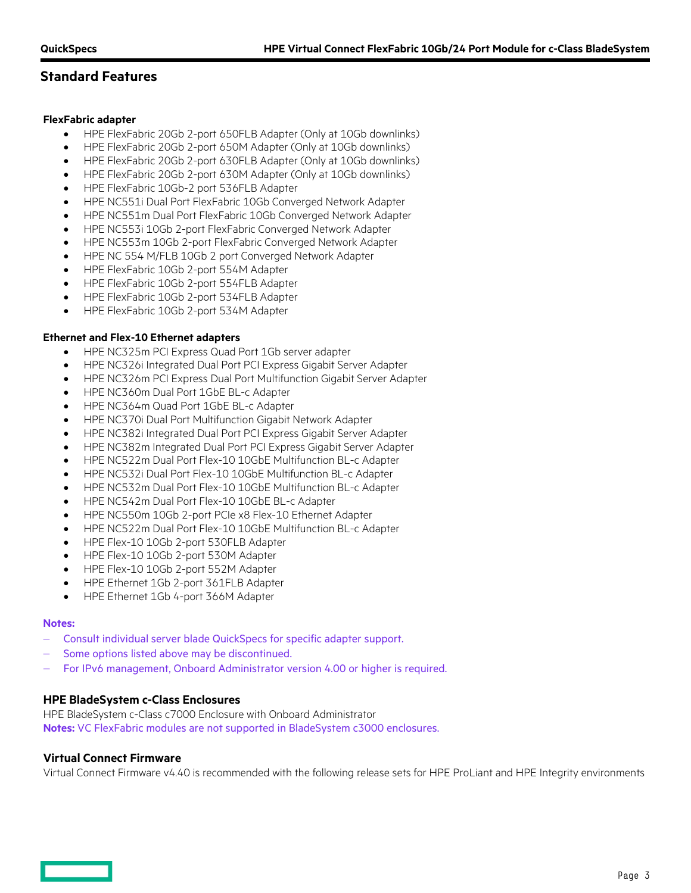## Standard Features

### FlexFabric adapter

- HPE FlexFabric 20Gb 2-port 650FLB Adapter (Only at 10Gb downlinks)
- HPE FlexFabric 20Gb 2-port 650M Adapter (Only at 10Gb downlinks)
- HPE FlexFabric 20Gb 2-port 630FLB Adapter (Only at 10Gb downlinks)
- HPE FlexFabric 20Gb 2-port 630M Adapter (Only at 10Gb downlinks)
- HPE FlexFabric 10Gb-2 port 536FLB Adapter
- HPE NC551i Dual Port FlexFabric 10Gb Converged Network Adapter
- HPE NC551m Dual Port FlexFabric 10Gb Converged Network Adapter
- HPE NC553i 10Gb 2-port FlexFabric Converged Network Adapter
- HPE NC553m 10Gb 2-port FlexFabric Converged Network Adapter
- HPE NC 554 M/FLB 10Gb 2 port Converged Network Adapter
- HPE FlexFabric 10Gb 2-port 554M Adapter
- HPE FlexFabric 10Gb 2-port 554FLB Adapter
- HPE FlexFabric 10Gb 2-port 534FLB Adapter
- HPE FlexFabric 10Gb 2-port 534M Adapter

### Ethernet and Flex-10 Ethernet adapters

- HPE NC325m PCI Express Quad Port 1Gb server adapter
- HPE NC326i Integrated Dual Port PCI Express Gigabit Server Adapter
- HPE NC326m PCI Express Dual Port Multifunction Gigabit Server Adapter
- HPE NC360m Dual Port 1GbE BL-c Adapter
- HPE NC364m Quad Port 1GbE BL-c Adapter
- HPE NC370i Dual Port Multifunction Gigabit Network Adapter
- HPE NC382i Integrated Dual Port PCI Express Gigabit Server Adapter
- HPE NC382m Integrated Dual Port PCI Express Gigabit Server Adapter
- HPE NC522m Dual Port Flex-10 10GbE Multifunction BL-c Adapter
- HPE NC532i Dual Port Flex-10 10GbE Multifunction BL-c Adapter
- HPE NC532m Dual Port Flex-10 10GbE Multifunction BL-c Adapter
- HPE NC542m Dual Port Flex-10 10GbE BL-c Adapter
- HPE NC550m 10Gb 2-port PCIe x8 Flex-10 Ethernet Adapter
- HPE NC522m Dual Port Flex-10 10GbE Multifunction BL-c Adapter
- HPE Flex-10 10Gb 2-port 530FLB Adapter
- HPE Flex-10 10Gb 2-port 530M Adapter
- HPE Flex-10 10Gb 2-port 552M Adapter
- HPE Ethernet 1Gb 2-port 361FLB Adapter
- HPE Ethernet 1Gb 4-port 366M Adapter

**Notes:**
- Consult individual server blade QuickSpecs for specific adapter support.
- Some options listed above may be discontinued.
- For IPv6 management, Onboard Administrator version 4.00 or higher is required.

### HPE BladeSystem c-Class Enclosures

HPE BladeSystem c-Class c7000 Enclosure with Onboard Administrator

**Notes:** VC FlexFabric modules are not supported in BladeSystem c3000 enclosures.

### Virtual Connect Firmware

Virtual Connect Firmware v4.40 is recommended with the following release sets for HPE ProLiant and HPE Integrity environments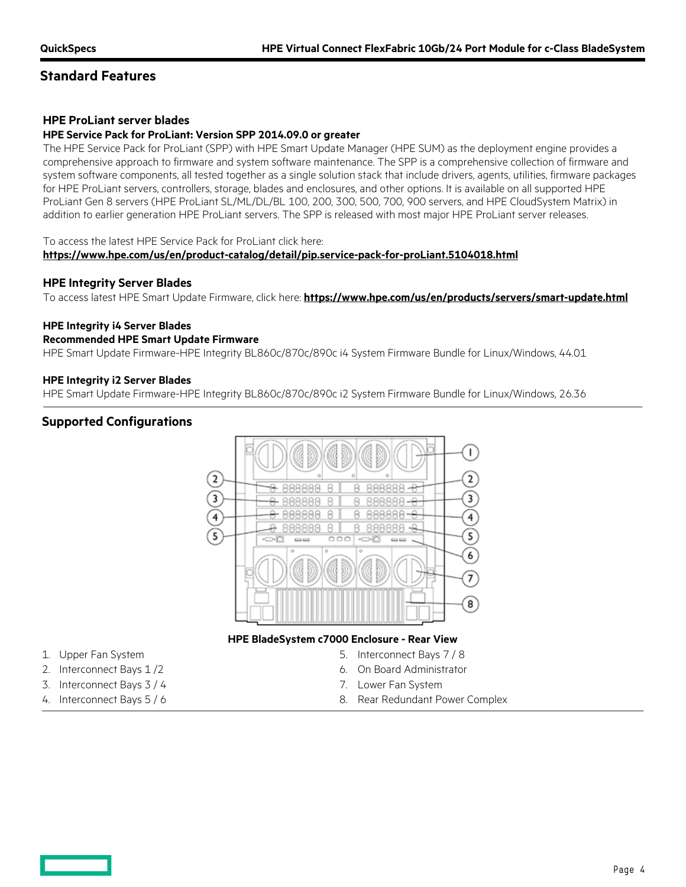## Standard Features

### HPE ProLiant server blades

**HPE Service Pack for ProLiant: Version SPP 2014.09.0 or greater**

The HPE Service Pack for ProLiant (SPP) with HPE Smart Update Manager (HPE SUM) as the deployment engine provides a comprehensive approach to firmware and system software maintenance. The SPP is a comprehensive collection of firmware and system software components, all tested together as a single solution stack that include drivers, agents, utilities, firmware packages for HPE ProLiant servers, controllers, storage, blades and enclosures, and other options. It is available on all supported HPE ProLiant Gen 8 servers (HPE ProLiant SL/ML/DL/BL 100, 200, 300, 500, 700, 900 servers, and HPE CloudSystem Matrix) in addition to earlier generation HPE ProLiant servers. The SPP is released with most major HPE ProLiant server releases.

To access the latest HPE Service Pack for ProLiant click here:
**https://www.hpe.com/us/en/product-catalog/detail/pip.service-pack-for-proLiant.5104018.html**

### HPE Integrity Server Blades

To access latest HPE Smart Update Firmware, click here: **https://www.hpe.com/us/en/products/servers/smart-update.html**

**HPE Integrity i4 Server Blades**

**Recommended HPE Smart Update Firmware**

HPE Smart Update Firmware-HPE Integrity BL860c/870c/890c i4 System Firmware Bundle for Linux/Windows, 44.01

**HPE Integrity i2 Server Blades**

HPE Smart Update Firmware-HPE Integrity BL860c/870c/890c i2 System Firmware Bundle for Linux/Windows, 26.36

## Supported Configurations

**HPE BladeSystem c7000 Enclosure - Rear View**

1. Upper Fan System
2. Interconnect Bays 1 /2
3. Interconnect Bays 3 / 4
4. Interconnect Bays 5 / 6
5. Interconnect Bays 7 / 8
6. On Board Administrator
7. Lower Fan System
8. Rear Redundant Power Complex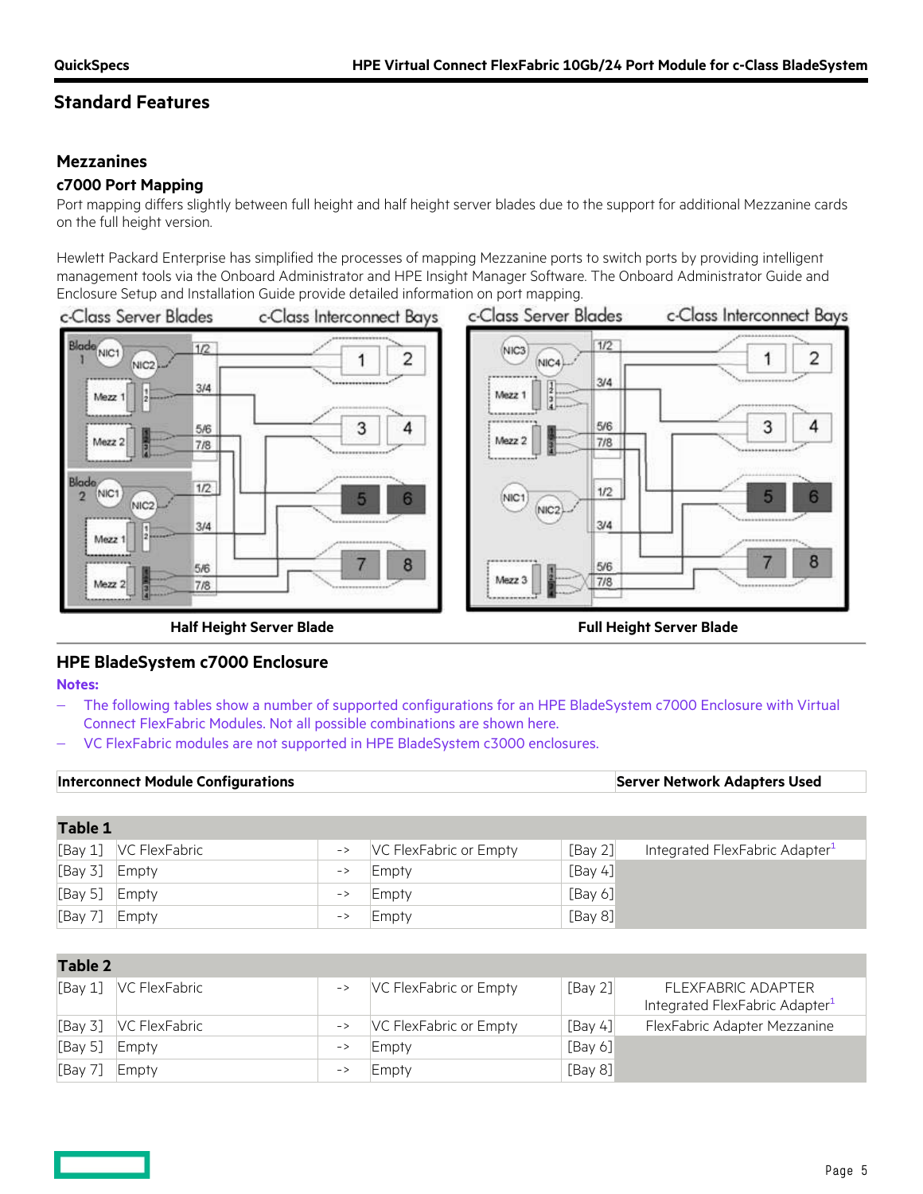## Standard Features

### Mezzanines

**c7000 Port Mapping**

Port mapping differs slightly between full height and half height server blades due to the support for additional Mezzanine cards on the full height version.

Hewlett Packard Enterprise has simplified the processes of mapping Mezzanine ports to switch ports by providing intelligent management tools via the Onboard Administrator and HPE Insight Manager Software. The Onboard Administrator Guide and Enclosure Setup and Installation Guide provide detailed information on port mapping.

**Half Height Server Blade**

**Full Height Server Blade**

### HPE BladeSystem c7000 Enclosure

**Notes:**

- The following tables show a number of supported configurations for an HPE BladeSystem c7000 Enclosure with Virtual Connect FlexFabric Modules. Not all possible combinations are shown here.
- VC FlexFabric modules are not supported in HPE BladeSystem c3000 enclosures.

**Table 1**

| Interconnect Module Configurations | | | | | Server Network Adapters Used |
|---|---|---|---|---|---|
| [Bay 1] | VC FlexFabric | -> | VC FlexFabric or Empty | [Bay 2] | Integrated FlexFabric Adapter[1] |
| [Bay 3] | Empty | -> | Empty | [Bay 4] | |
| [Bay 5] | Empty | -> | Empty | [Bay 6] | |
| [Bay 7] | Empty | -> | Empty | [Bay 8] | |

**Table 2**

| Interconnect Module Configurations | | | | | Server Network Adapters Used |
|---|---|---|---|---|---|
| [Bay 1] | VC FlexFabric | -> | VC FlexFabric or Empty | [Bay 2] | FLEXFABRIC ADAPTER Integrated FlexFabric Adapter[1] |
| [Bay 3] | VC FlexFabric | -> | VC FlexFabric or Empty | [Bay 4] | FlexFabric Adapter Mezzanine |
| [Bay 5] | Empty | -> | Empty | [Bay 6] | |
| [Bay 7] | Empty | -> | Empty | [Bay 8] | |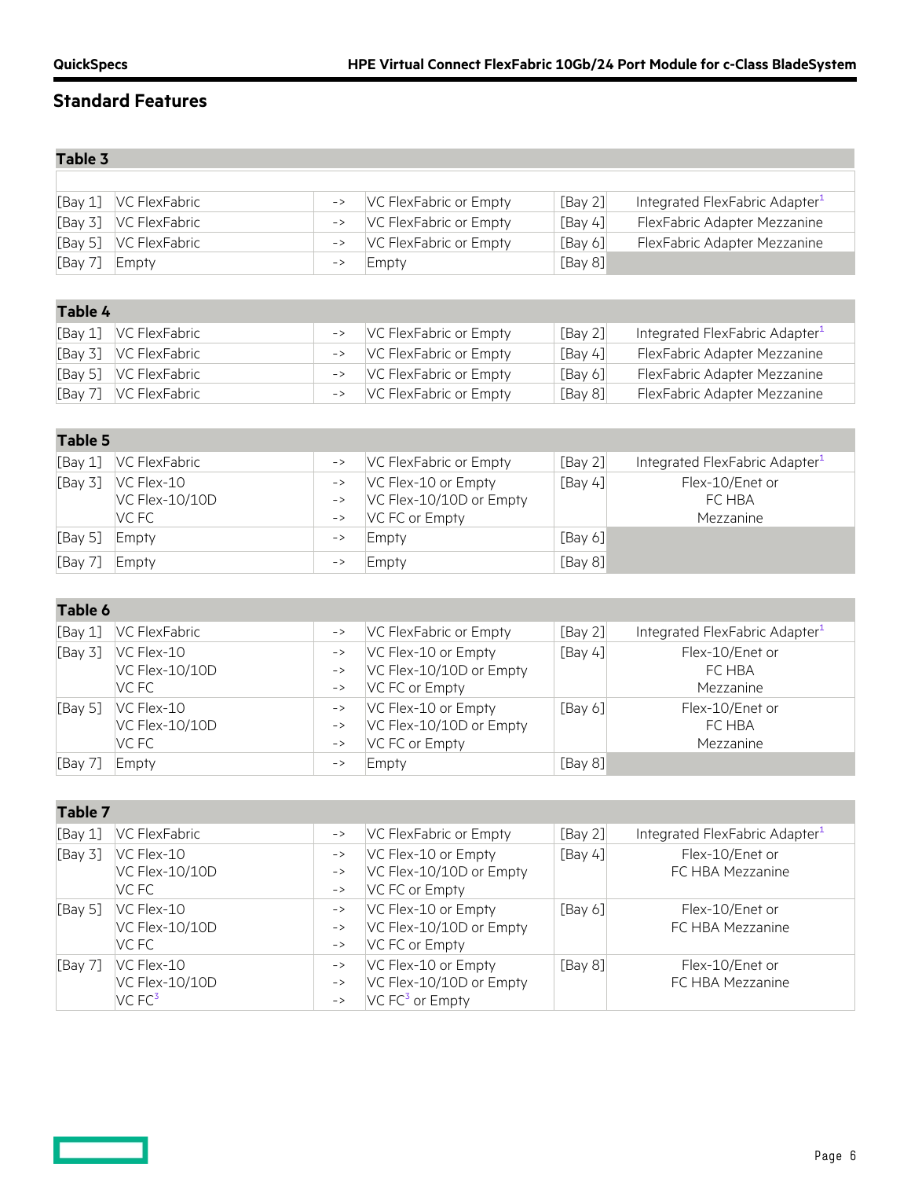## Standard Features

**Table 3**

| | | | | | |
|---|---|---|---|---|---|
| [Bay 1] | VC FlexFabric | -> | VC FlexFabric or Empty | [Bay 2] | Integrated FlexFabric Adapter[1] |
| [Bay 3] | VC FlexFabric | -> | VC FlexFabric or Empty | [Bay 4] | FlexFabric Adapter Mezzanine |
| [Bay 5] | VC FlexFabric | -> | VC FlexFabric or Empty | [Bay 6] | FlexFabric Adapter Mezzanine |
| [Bay 7] | Empty | -> | Empty | [Bay 8] | |

**Table 4**

| | | | | | |
|---|---|---|---|---|---|
| [Bay 1] | VC FlexFabric | -> | VC FlexFabric or Empty | [Bay 2] | Integrated FlexFabric Adapter[1] |
| [Bay 3] | VC FlexFabric | -> | VC FlexFabric or Empty | [Bay 4] | FlexFabric Adapter Mezzanine |
| [Bay 5] | VC FlexFabric | -> | VC FlexFabric or Empty | [Bay 6] | FlexFabric Adapter Mezzanine |
| [Bay 7] | VC FlexFabric | -> | VC FlexFabric or Empty | [Bay 8] | FlexFabric Adapter Mezzanine |

**Table 5**

| | | | | | |
|---|---|---|---|---|---|
| [Bay 1] | VC FlexFabric | -> | VC FlexFabric or Empty | [Bay 2] | Integrated FlexFabric Adapter[1] |
| [Bay 3] | VC Flex-10<br>VC Flex-10/10D<br>VC FC | -><br>-><br>-> | VC Flex-10 or Empty<br>VC Flex-10/10D or Empty<br>VC FC or Empty | [Bay 4] | Flex-10/Enet or FC HBA Mezzanine |
| [Bay 5] | Empty | -> | Empty | [Bay 6] | |
| [Bay 7] | Empty | -> | Empty | [Bay 8] | |

**Table 6**

| | | | | | |
|---|---|---|---|---|---|
| [Bay 1] | VC FlexFabric | -> | VC FlexFabric or Empty | [Bay 2] | Integrated FlexFabric Adapter[1] |
| [Bay 3] | VC Flex-10<br>VC Flex-10/10D<br>VC FC | -><br>-><br>-> | VC Flex-10 or Empty<br>VC Flex-10/10D or Empty<br>VC FC or Empty | [Bay 4] | Flex-10/Enet or FC HBA Mezzanine |
| [Bay 5] | VC Flex-10<br>VC Flex-10/10D<br>VC FC | -><br>-><br>-> | VC Flex-10 or Empty<br>VC Flex-10/10D or Empty<br>VC FC or Empty | [Bay 6] | Flex-10/Enet or FC HBA Mezzanine |
| [Bay 7] | Empty | -> | Empty | [Bay 8] | |

**Table 7**

| | | | | | |
|---|---|---|---|---|---|
| [Bay 1] | VC FlexFabric | -> | VC FlexFabric or Empty | [Bay 2] | Integrated FlexFabric Adapter[1] |
| [Bay 3] | VC Flex-10<br>VC Flex-10/10D<br>VC FC | -><br>-><br>-> | VC Flex-10 or Empty<br>VC Flex-10/10D or Empty<br>VC FC or Empty | [Bay 4] | Flex-10/Enet or FC HBA Mezzanine |
| [Bay 5] | VC Flex-10<br>VC Flex-10/10D<br>VC FC | -><br>-><br>-> | VC Flex-10 or Empty<br>VC Flex-10/10D or Empty<br>VC FC or Empty | [Bay 6] | Flex-10/Enet or FC HBA Mezzanine |
| [Bay 7] | VC Flex-10<br>VC Flex-10/10D<br>VC FC[3] | -><br>-><br>-> | VC Flex-10 or Empty<br>VC Flex-10/10D or Empty<br>VC FC[3] or Empty | [Bay 8] | Flex-10/Enet or FC HBA Mezzanine |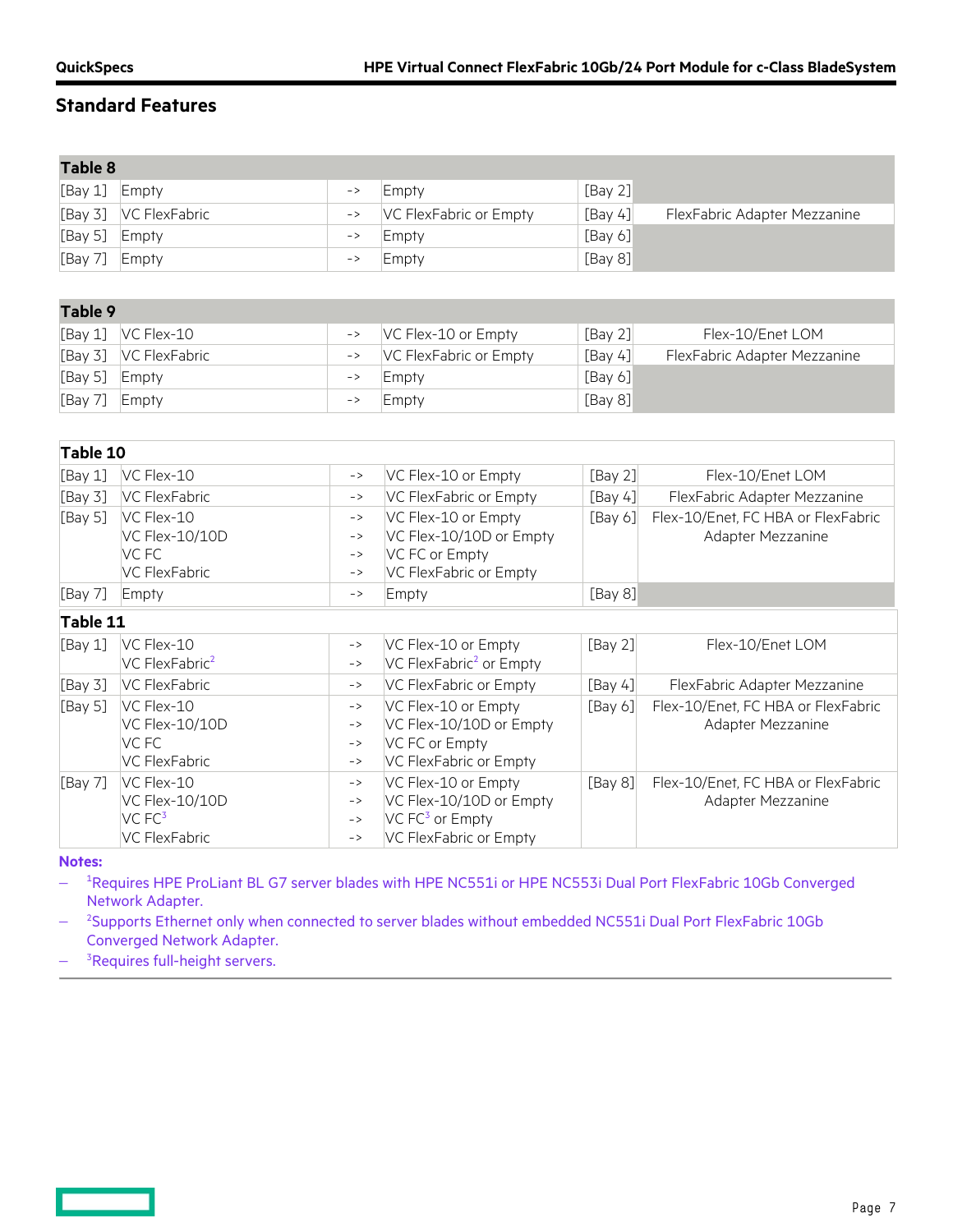## Standard Features

| Table 8 | | | | | |
|---|---|---|---|---|---|
| [Bay 1] | Empty | -> | Empty | [Bay 2] | |
| [Bay 3] | VC FlexFabric | -> | VC FlexFabric or Empty | [Bay 4] | FlexFabric Adapter Mezzanine |
| [Bay 5] | Empty | -> | Empty | [Bay 6] | |
| [Bay 7] | Empty | -> | Empty | [Bay 8] | |

| Table 9 | | | | | |
|---|---|---|---|---|---|
| [Bay 1] | VC Flex-10 | -> | VC Flex-10 or Empty | [Bay 2] | Flex-10/Enet LOM |
| [Bay 3] | VC FlexFabric | -> | VC FlexFabric or Empty | [Bay 4] | FlexFabric Adapter Mezzanine |
| [Bay 5] | Empty | -> | Empty | [Bay 6] | |
| [Bay 7] | Empty | -> | Empty | [Bay 8] | |

| Table 10 | | | | | |
|---|---|---|---|---|---|
| [Bay 1] | VC Flex-10 | -> | VC Flex-10 or Empty | [Bay 2] | Flex-10/Enet LOM |
| [Bay 3] | VC FlexFabric | -> | VC FlexFabric or Empty | [Bay 4] | FlexFabric Adapter Mezzanine |
| [Bay 5] | VC Flex-10<br>VC Flex-10/10D<br>VC FC<br>VC FlexFabric | -><br>-><br>-><br>-> | VC Flex-10 or Empty<br>VC Flex-10/10D or Empty<br>VC FC or Empty<br>VC FlexFabric or Empty | [Bay 6] | Flex-10/Enet, FC HBA or FlexFabric Adapter Mezzanine |
| [Bay 7] | Empty | -> | Empty | [Bay 8] | |

| Table 11 | | | | | |
|---|---|---|---|---|---|
| [Bay 1] | VC Flex-10<br>VC FlexFabric[2] | -><br>-> | VC Flex-10 or Empty<br>VC FlexFabric[2] or Empty | [Bay 2] | Flex-10/Enet LOM |
| [Bay 3] | VC FlexFabric | -> | VC FlexFabric or Empty | [Bay 4] | FlexFabric Adapter Mezzanine |
| [Bay 5] | VC Flex-10<br>VC Flex-10/10D<br>VC FC<br>VC FlexFabric | -><br>-><br>-><br>-> | VC Flex-10 or Empty<br>VC Flex-10/10D or Empty<br>VC FC or Empty<br>VC FlexFabric or Empty | [Bay 6] | Flex-10/Enet, FC HBA or FlexFabric Adapter Mezzanine |
| [Bay 7] | VC Flex-10<br>VC Flex-10/10D<br>VC FC[3]<br>VC FlexFabric | -><br>-><br>-><br>-> | VC Flex-10 or Empty<br>VC Flex-10/10D or Empty<br>VC FC[3] or Empty<br>VC FlexFabric or Empty | [Bay 8] | Flex-10/Enet, FC HBA or FlexFabric Adapter Mezzanine |

**Notes:**

- [1]Requires HPE ProLiant BL G7 server blades with HPE NC551i or HPE NC553i Dual Port FlexFabric 10Gb Converged Network Adapter.
- [2]Supports Ethernet only when connected to server blades without embedded NC551i Dual Port FlexFabric 10Gb Converged Network Adapter.
- [3]Requires full-height servers.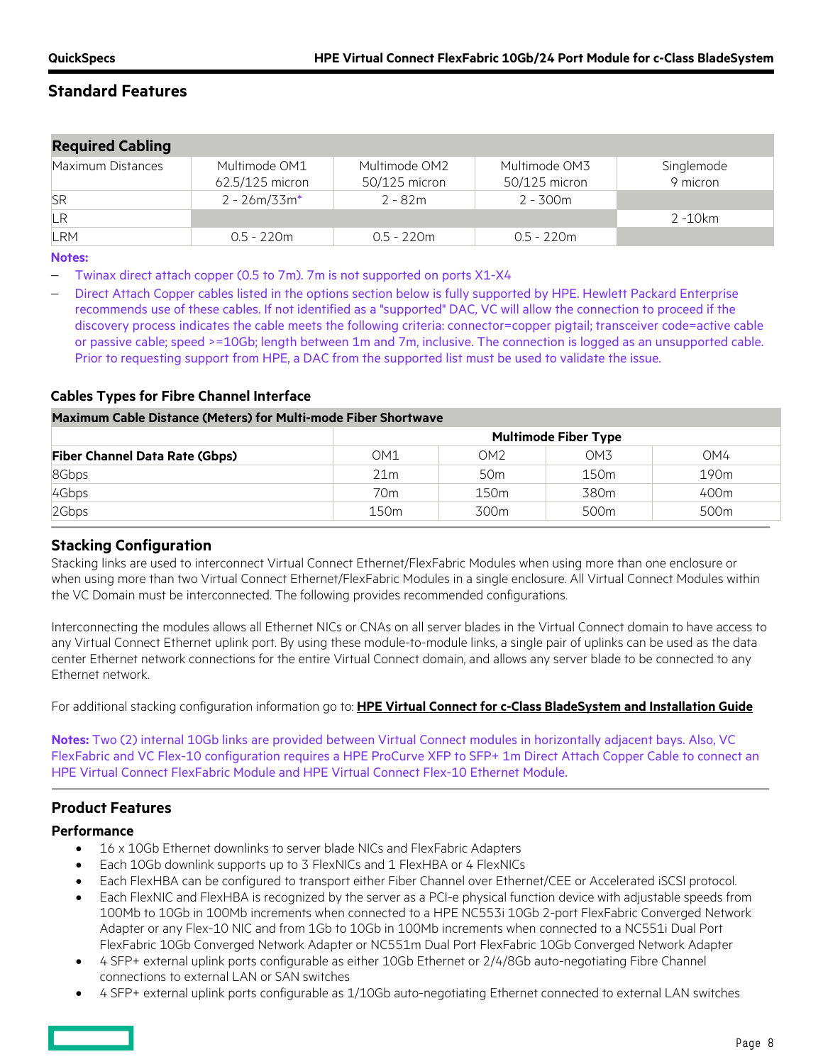## Standard Features

| Required Cabling | | | | |
|---|---|---|---|---|
| Maximum Distances | Multimode OM1 62.5/125 micron | Multimode OM2 50/125 micron | Multimode OM3 50/125 micron | Singlemode 9 micron |
| SR | 2 - 26m/33m* | 2 - 82m | 2 - 300m | |
| LR | | | | 2 -10km |
| LRM | 0.5 - 220m | 0.5 - 220m | 0.5 - 220m | |

**Notes:**

- Twinax direct attach copper (0.5 to 7m). 7m is not supported on ports X1-X4
- Direct Attach Copper cables listed in the options section below is fully supported by HPE. Hewlett Packard Enterprise recommends use of these cables. If not identified as a "supported" DAC, VC will allow the connection to proceed if the discovery process indicates the cable meets the following criteria: connector=copper pigtail; transceiver code=active cable or passive cable; speed >=10Gb; length between 1m and 7m, inclusive. The connection is logged as an unsupported cable. Prior to requesting support from HPE, a DAC from the supported list must be used to validate the issue.

### Cables Types for Fibre Channel Interface

| Maximum Cable Distance (Meters) for Multi-mode Fiber Shortwave | | | | |
|---|---|---|---|---|
| | Multimode Fiber Type | | | |
| **Fiber Channel Data Rate (Gbps)** | OM1 | OM2 | OM3 | OM4 |
| 8Gbps | 21m | 50m | 150m | 190m |
| 4Gbps | 70m | 150m | 380m | 400m |
| 2Gbps | 150m | 300m | 500m | 500m |

### Stacking Configuration

Stacking links are used to interconnect Virtual Connect Ethernet/FlexFabric Modules when using more than one enclosure or when using more than two Virtual Connect Ethernet/FlexFabric Modules in a single enclosure. All Virtual Connect Modules within the VC Domain must be interconnected. The following provides recommended configurations.

Interconnecting the modules allows all Ethernet NICs or CNAs on all server blades in the Virtual Connect domain to have access to any Virtual Connect Ethernet uplink port. By using these module-to-module links, a single pair of uplinks can be used as the data center Ethernet network connections for the entire Virtual Connect domain, and allows any server blade to be connected to any Ethernet network.

For additional stacking configuration information go to: **HPE Virtual Connect for c-Class BladeSystem and Installation Guide**

**Notes:** Two (2) internal 10Gb links are provided between Virtual Connect modules in horizontally adjacent bays. Also, VC FlexFabric and VC Flex-10 configuration requires a HPE ProCurve XFP to SFP+ 1m Direct Attach Copper Cable to connect an HPE Virtual Connect FlexFabric Module and HPE Virtual Connect Flex-10 Ethernet Module.

## Product Features

### Performance

- 16 x 10Gb Ethernet downlinks to server blade NICs and FlexFabric Adapters
- Each 10Gb downlink supports up to 3 FlexNICs and 1 FlexHBA or 4 FlexNICs
- Each FlexHBA can be configured to transport either Fiber Channel over Ethernet/CEE or Accelerated iSCSI protocol.
- Each FlexNIC and FlexHBA is recognized by the server as a PCI-e physical function device with adjustable speeds from 100Mb to 10Gb in 100Mb increments when connected to a HPE NC553i 10Gb 2-port FlexFabric Converged Network Adapter or any Flex-10 NIC and from 1Gb to 10Gb in 100Mb increments when connected to a NC551i Dual Port FlexFabric 10Gb Converged Network Adapter or NC551m Dual Port FlexFabric 10Gb Converged Network Adapter
- 4 SFP+ external uplink ports configurable as either 10Gb Ethernet or 2/4/8Gb auto-negotiating Fibre Channel connections to external LAN or SAN switches
- 4 SFP+ external uplink ports configurable as 1/10Gb auto-negotiating Ethernet connected to external LAN switches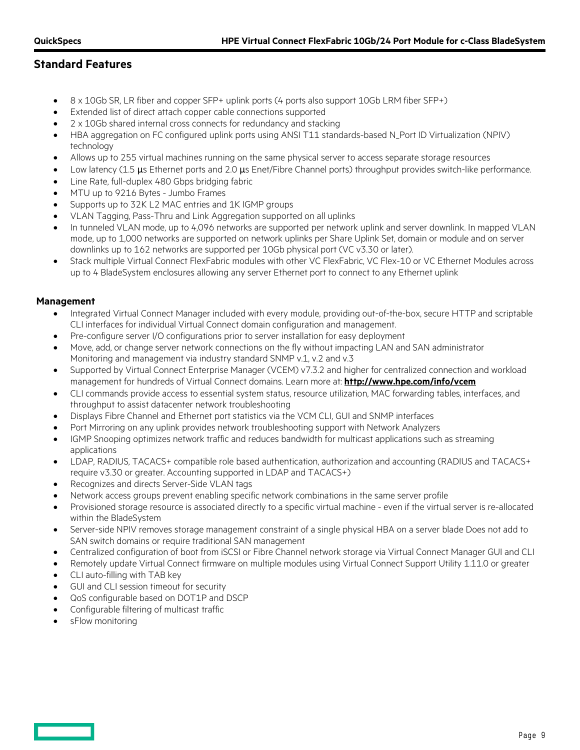## Standard Features

- 8 x 10Gb SR, LR fiber and copper SFP+ uplink ports (4 ports also support 10Gb LRM fiber SFP+)
- Extended list of direct attach copper cable connections supported
- 2 x 10Gb shared internal cross connects for redundancy and stacking
- HBA aggregation on FC configured uplink ports using ANSI T11 standards-based N_Port ID Virtualization (NPIV) technology
- Allows up to 255 virtual machines running on the same physical server to access separate storage resources
- Low latency (1.5 µs Ethernet ports and 2.0 µs Enet/Fibre Channel ports) throughput provides switch-like performance.
- Line Rate, full-duplex 480 Gbps bridging fabric
- MTU up to 9216 Bytes - Jumbo Frames
- Supports up to 32K L2 MAC entries and 1K IGMP groups
- VLAN Tagging, Pass-Thru and Link Aggregation supported on all uplinks
- In tunneled VLAN mode, up to 4,096 networks are supported per network uplink and server downlink. In mapped VLAN mode, up to 1,000 networks are supported on network uplinks per Share Uplink Set, domain or module and on server downlinks up to 162 networks are supported per 10Gb physical port (VC v3.30 or later).
- Stack multiple Virtual Connect FlexFabric modules with other VC FlexFabric, VC Flex-10 or VC Ethernet Modules across up to 4 BladeSystem enclosures allowing any server Ethernet port to connect to any Ethernet uplink

### Management

- Integrated Virtual Connect Manager included with every module, providing out-of-the-box, secure HTTP and scriptable CLI interfaces for individual Virtual Connect domain configuration and management.
- Pre-configure server I/O configurations prior to server installation for easy deployment
- Move, add, or change server network connections on the fly without impacting LAN and SAN administrator Monitoring and management via industry standard SNMP v.1, v.2 and v.3
- Supported by Virtual Connect Enterprise Manager (VCEM) v7.3.2 and higher for centralized connection and workload management for hundreds of Virtual Connect domains. Learn more at: **http://www.hpe.com/info/vcem**
- CLI commands provide access to essential system status, resource utilization, MAC forwarding tables, interfaces, and throughput to assist datacenter network troubleshooting
- Displays Fibre Channel and Ethernet port statistics via the VCM CLI, GUI and SNMP interfaces
- Port Mirroring on any uplink provides network troubleshooting support with Network Analyzers
- IGMP Snooping optimizes network traffic and reduces bandwidth for multicast applications such as streaming applications
- LDAP, RADIUS, TACACS+ compatible role based authentication, authorization and accounting (RADIUS and TACACS+ require v3.30 or greater. Accounting supported in LDAP and TACACS+)
- Recognizes and directs Server-Side VLAN tags
- Network access groups prevent enabling specific network combinations in the same server profile
- Provisioned storage resource is associated directly to a specific virtual machine - even if the virtual server is re-allocated within the BladeSystem
- Server-side NPIV removes storage management constraint of a single physical HBA on a server blade Does not add to SAN switch domains or require traditional SAN management
- Centralized configuration of boot from iSCSI or Fibre Channel network storage via Virtual Connect Manager GUI and CLI
- Remotely update Virtual Connect firmware on multiple modules using Virtual Connect Support Utility 1.11.0 or greater
- CLI auto-filling with TAB key
- GUI and CLI session timeout for security
- QoS configurable based on DOT1P and DSCP
- Configurable filtering of multicast traffic
- sFlow monitoring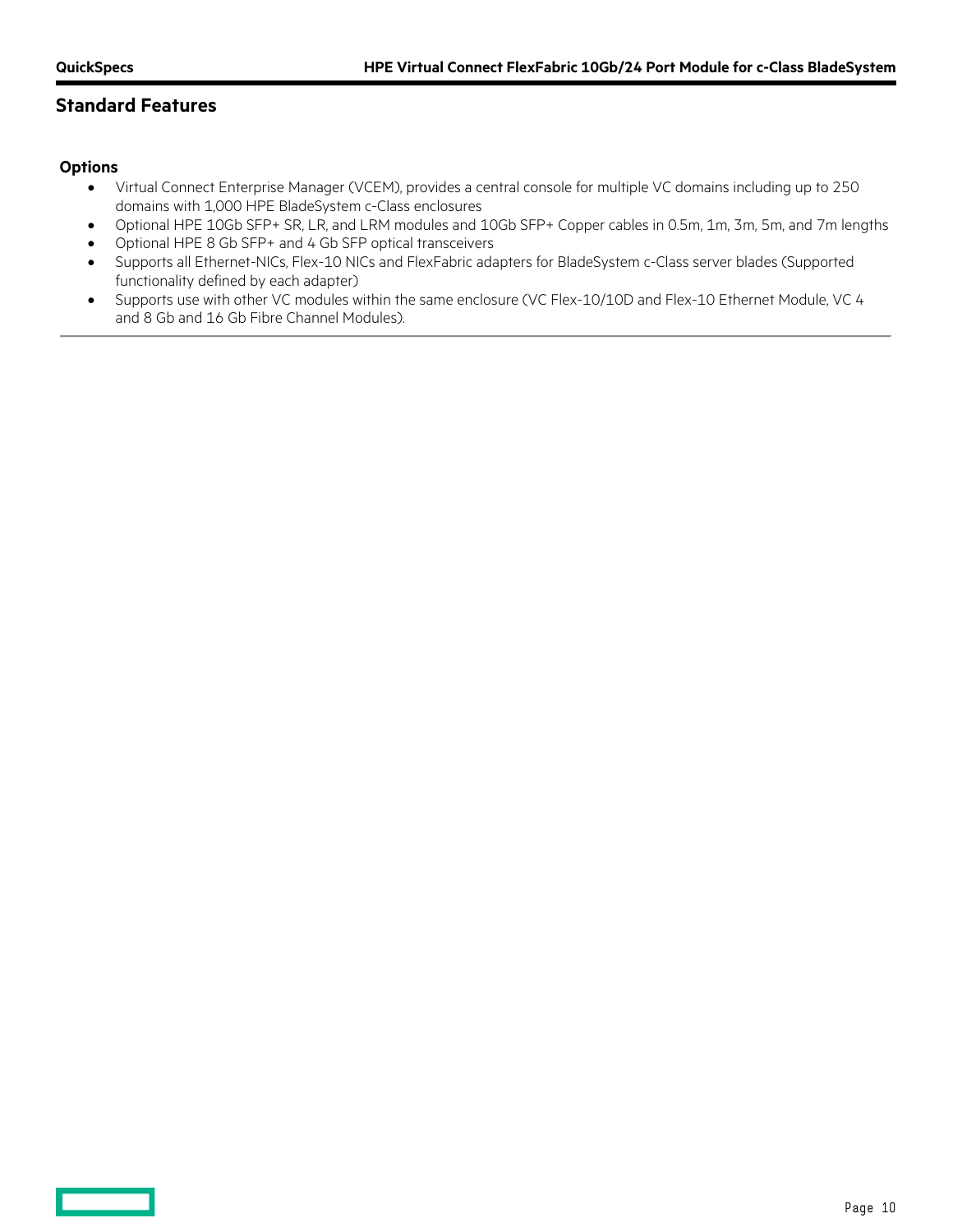## Standard Features

### Options

- Virtual Connect Enterprise Manager (VCEM), provides a central console for multiple VC domains including up to 250 domains with 1,000 HPE BladeSystem c-Class enclosures
- Optional HPE 10Gb SFP+ SR, LR, and LRM modules and 10Gb SFP+ Copper cables in 0.5m, 1m, 3m, 5m, and 7m lengths
- Optional HPE 8 Gb SFP+ and 4 Gb SFP optical transceivers
- Supports all Ethernet-NICs, Flex-10 NICs and FlexFabric adapters for BladeSystem c-Class server blades (Supported functionality defined by each adapter)
- Supports use with other VC modules within the same enclosure (VC Flex-10/10D and Flex-10 Ethernet Module, VC 4 and 8 Gb and 16 Gb Fibre Channel Modules).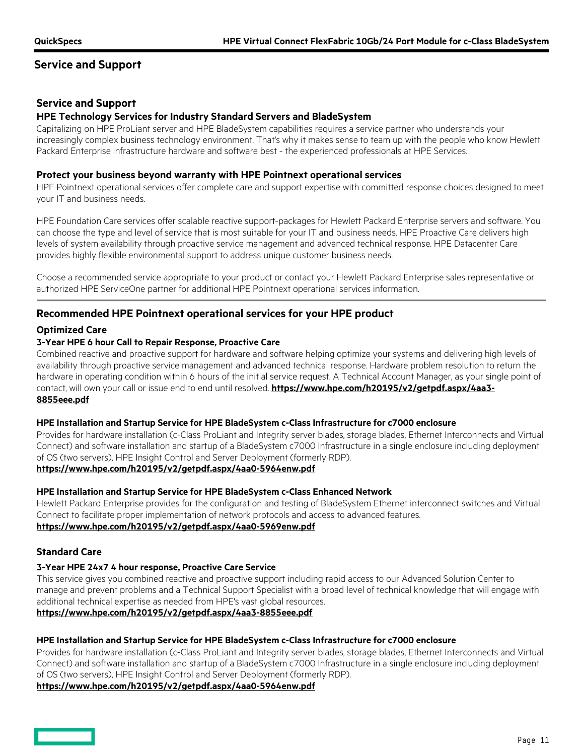## Service and Support

### Service and Support

**HPE Technology Services for Industry Standard Servers and BladeSystem**

Capitalizing on HPE ProLiant server and HPE BladeSystem capabilities requires a service partner who understands your increasingly complex business technology environment. That's why it makes sense to team up with the people who know Hewlett Packard Enterprise infrastructure hardware and software best - the experienced professionals at HPE Services.

**Protect your business beyond warranty with HPE Pointnext operational services**

HPE Pointnext operational services offer complete care and support expertise with committed response choices designed to meet your IT and business needs.

HPE Foundation Care services offer scalable reactive support-packages for Hewlett Packard Enterprise servers and software. You can choose the type and level of service that is most suitable for your IT and business needs. HPE Proactive Care delivers high levels of system availability through proactive service management and advanced technical response. HPE Datacenter Care provides highly flexible environmental support to address unique customer business needs.

Choose a recommended service appropriate to your product or contact your Hewlett Packard Enterprise sales representative or authorized HPE ServiceOne partner for additional HPE Pointnext operational services information.

---

### Recommended HPE Pointnext operational services for your HPE product

**Optimized Care**

**3-Year HPE 6 hour Call to Repair Response, Proactive Care**

Combined reactive and proactive support for hardware and software helping optimize your systems and delivering high levels of availability through proactive service management and advanced technical response. Hardware problem resolution to return the hardware in operating condition within 6 hours of the initial service request. A Technical Account Manager, as your single point of contact, will own your call or issue end to end until resolved. **https://www.hpe.com/h20195/v2/getpdf.aspx/4aa3-8855eee.pdf**

**HPE Installation and Startup Service for HPE BladeSystem c-Class Infrastructure for c7000 enclosure**

Provides for hardware installation (c-Class ProLiant and Integrity server blades, storage blades, Ethernet Interconnects and Virtual Connect) and software installation and startup of a BladeSystem c7000 Infrastructure in a single enclosure including deployment of OS (two servers), HPE Insight Control and Server Deployment (formerly RDP).
**https://www.hpe.com/h20195/v2/getpdf.aspx/4aa0-5964enw.pdf**

**HPE Installation and Startup Service for HPE BladeSystem c-Class Enhanced Network**

Hewlett Packard Enterprise provides for the configuration and testing of BladeSystem Ethernet interconnect switches and Virtual Connect to facilitate proper implementation of network protocols and access to advanced features.
**https://www.hpe.com/h20195/v2/getpdf.aspx/4aa0-5969enw.pdf**

**Standard Care**

**3-Year HPE 24x7 4 hour response, Proactive Care Service**

This service gives you combined reactive and proactive support including rapid access to our Advanced Solution Center to manage and prevent problems and a Technical Support Specialist with a broad level of technical knowledge that will engage with additional technical expertise as needed from HPE's vast global resources.
**https://www.hpe.com/h20195/v2/getpdf.aspx/4aa3-8855eee.pdf**

**HPE Installation and Startup Service for HPE BladeSystem c-Class Infrastructure for c7000 enclosure**

Provides for hardware installation (c-Class ProLiant and Integrity server blades, storage blades, Ethernet Interconnects and Virtual Connect) and software installation and startup of a BladeSystem c7000 Infrastructure in a single enclosure including deployment of OS (two servers), HPE Insight Control and Server Deployment (formerly RDP).
**https://www.hpe.com/h20195/v2/getpdf.aspx/4aa0-5964enw.pdf**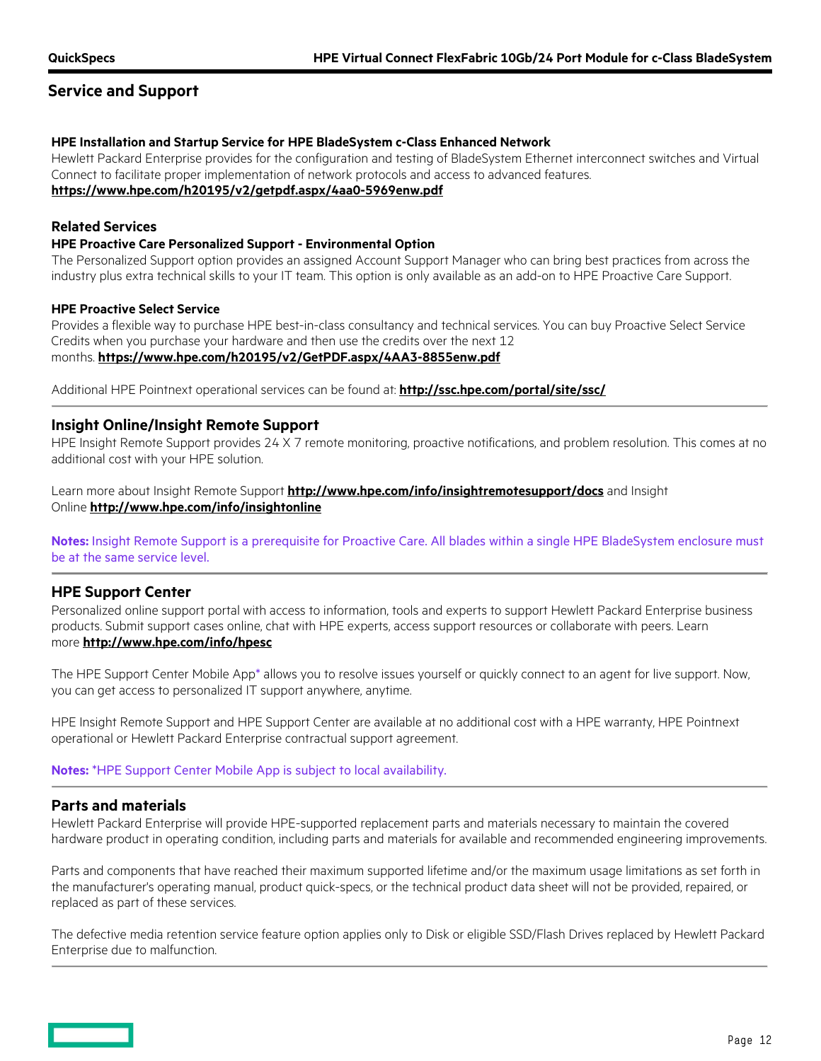## Service and Support

**HPE Installation and Startup Service for HPE BladeSystem c-Class Enhanced Network**
Hewlett Packard Enterprise provides for the configuration and testing of BladeSystem Ethernet interconnect switches and Virtual Connect to facilitate proper implementation of network protocols and access to advanced features.
**https://www.hpe.com/h20195/v2/getpdf.aspx/4aa0-5969enw.pdf**

### Related Services

**HPE Proactive Care Personalized Support - Environmental Option**
The Personalized Support option provides an assigned Account Support Manager who can bring best practices from across the industry plus extra technical skills to your IT team. This option is only available as an add-on to HPE Proactive Care Support.

**HPE Proactive Select Service**
Provides a flexible way to purchase HPE best-in-class consultancy and technical services. You can buy Proactive Select Service Credits when you purchase your hardware and then use the credits over the next 12 months. **https://www.hpe.com/h20195/v2/GetPDF.aspx/4AA3-8855enw.pdf**

Additional HPE Pointnext operational services can be found at: **http://ssc.hpe.com/portal/site/ssc/**

### Insight Online/Insight Remote Support

HPE Insight Remote Support provides 24 X 7 remote monitoring, proactive notifications, and problem resolution. This comes at no additional cost with your HPE solution.

Learn more about Insight Remote Support **http://www.hpe.com/info/insightremotesupport/docs** and Insight Online **http://www.hpe.com/info/insightonline**

**Notes:** Insight Remote Support is a prerequisite for Proactive Care. All blades within a single HPE BladeSystem enclosure must be at the same service level.

### HPE Support Center

Personalized online support portal with access to information, tools and experts to support Hewlett Packard Enterprise business products. Submit support cases online, chat with HPE experts, access support resources or collaborate with peers. Learn more **http://www.hpe.com/info/hpesc**

The HPE Support Center Mobile App* allows you to resolve issues yourself or quickly connect to an agent for live support. Now, you can get access to personalized IT support anywhere, anytime.

HPE Insight Remote Support and HPE Support Center are available at no additional cost with a HPE warranty, HPE Pointnext operational or Hewlett Packard Enterprise contractual support agreement.

**Notes:** *HPE Support Center Mobile App is subject to local availability.

### Parts and materials

Hewlett Packard Enterprise will provide HPE-supported replacement parts and materials necessary to maintain the covered hardware product in operating condition, including parts and materials for available and recommended engineering improvements.

Parts and components that have reached their maximum supported lifetime and/or the maximum usage limitations as set forth in the manufacturer's operating manual, product quick-specs, or the technical product data sheet will not be provided, repaired, or replaced as part of these services.

The defective media retention service feature option applies only to Disk or eligible SSD/Flash Drives replaced by Hewlett Packard Enterprise due to malfunction.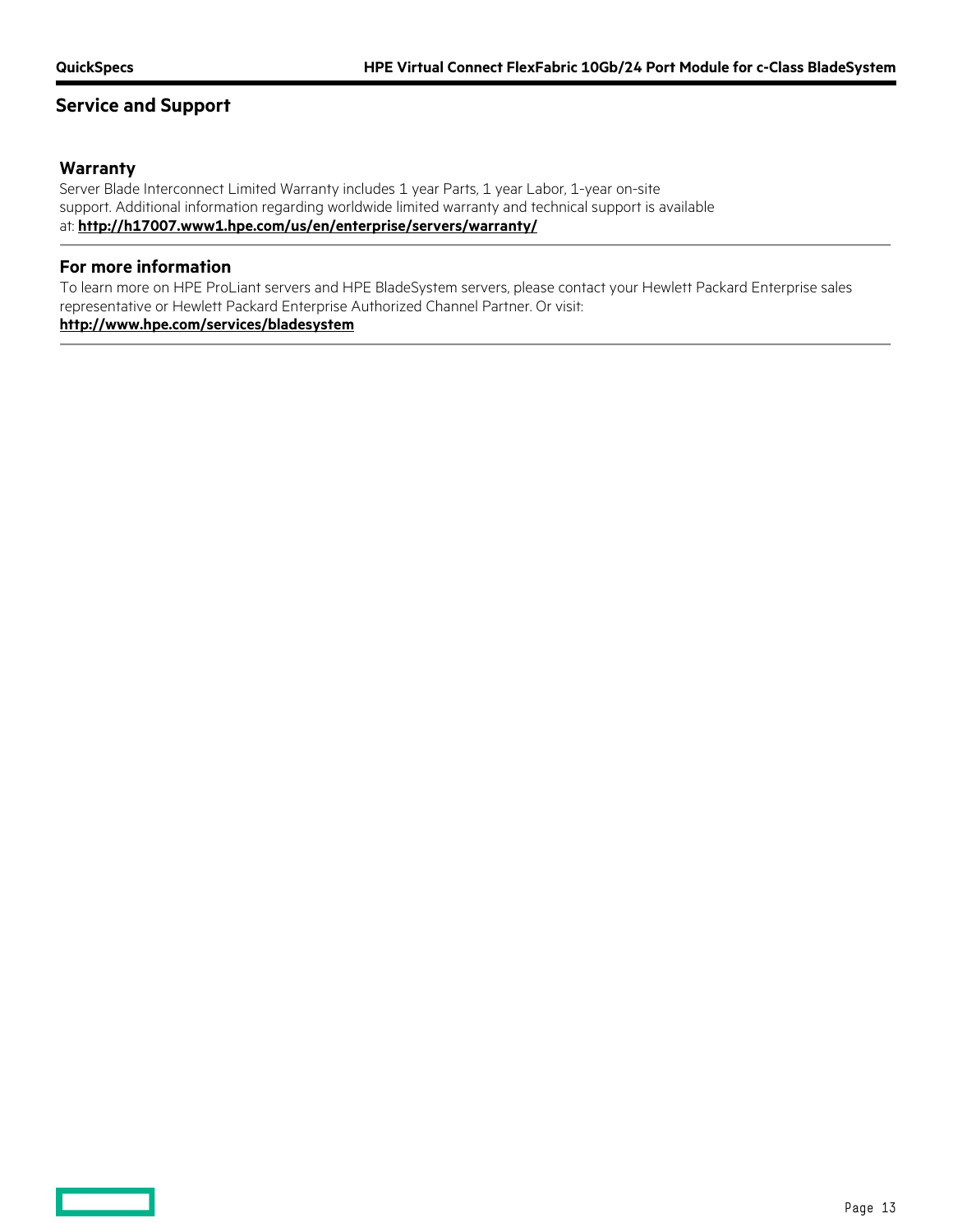## Service and Support

### Warranty

Server Blade Interconnect Limited Warranty includes 1 year Parts, 1 year Labor, 1-year on-site support. Additional information regarding worldwide limited warranty and technical support is available at: **http://h17007.www1.hpe.com/us/en/enterprise/servers/warranty/**

### For more information

To learn more on HPE ProLiant servers and HPE BladeSystem servers, please contact your Hewlett Packard Enterprise sales representative or Hewlett Packard Enterprise Authorized Channel Partner. Or visit:
**http://www.hpe.com/services/bladesystem**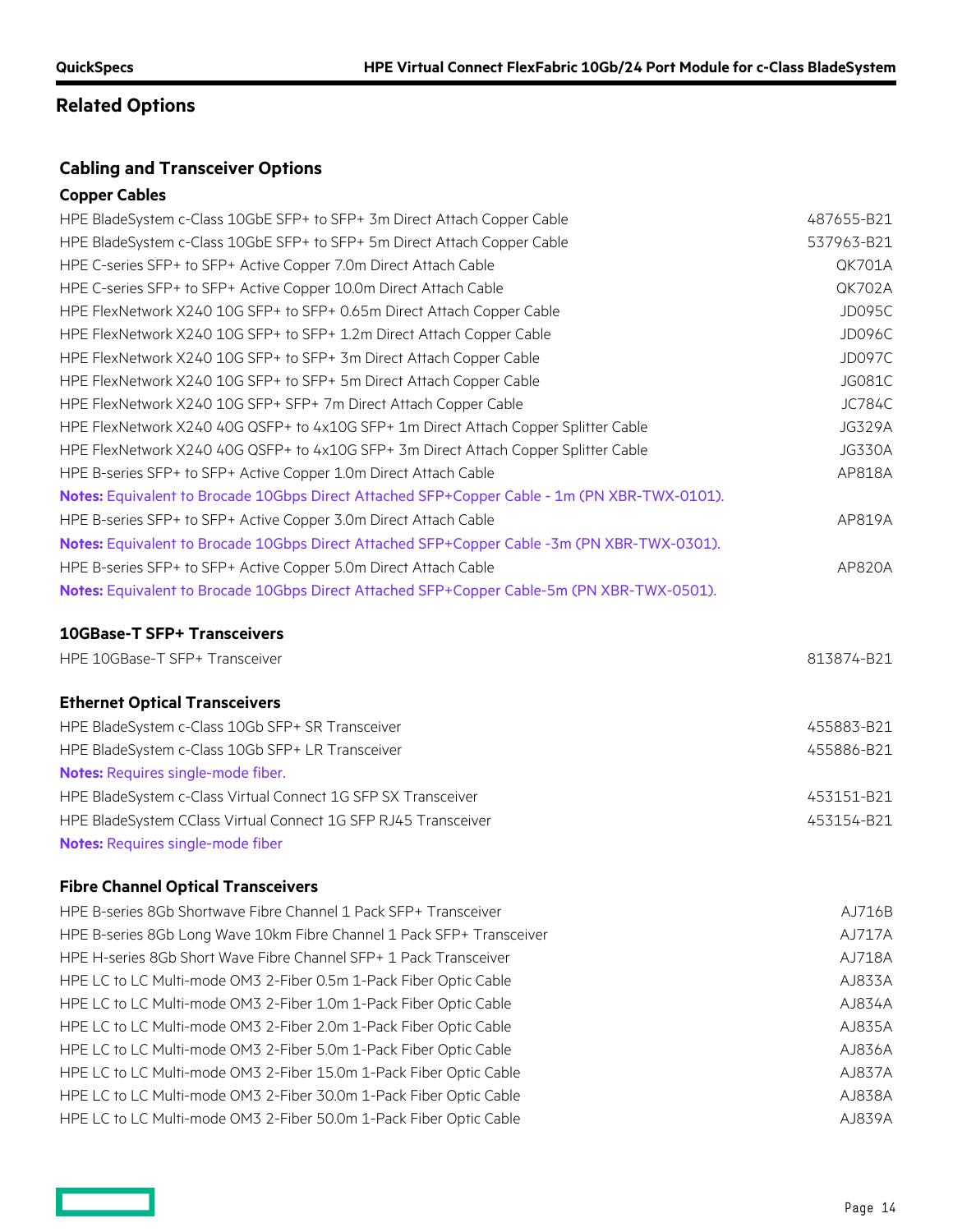## Related Options

### Cabling and Transceiver Options

**Copper Cables**

| | |
|---|---|
| HPE BladeSystem c-Class 10GbE SFP+ to SFP+ 3m Direct Attach Copper Cable | 487655-B21 |
| HPE BladeSystem c-Class 10GbE SFP+ to SFP+ 5m Direct Attach Copper Cable | 537963-B21 |
| HPE C-series SFP+ to SFP+ Active Copper 7.0m Direct Attach Cable | QK701A |
| HPE C-series SFP+ to SFP+ Active Copper 10.0m Direct Attach Cable | QK702A |
| HPE FlexNetwork X240 10G SFP+ to SFP+ 0.65m Direct Attach Copper Cable | JD095C |
| HPE FlexNetwork X240 10G SFP+ to SFP+ 1.2m Direct Attach Copper Cable | JD096C |
| HPE FlexNetwork X240 10G SFP+ to SFP+ 3m Direct Attach Copper Cable | JD097C |
| HPE FlexNetwork X240 10G SFP+ to SFP+ 5m Direct Attach Copper Cable | JG081C |
| HPE FlexNetwork X240 10G SFP+ SFP+ 7m Direct Attach Copper Cable | JC784C |
| HPE FlexNetwork X240 40G QSFP+ to 4x10G SFP+ 1m Direct Attach Copper Splitter Cable | JG329A |
| HPE FlexNetwork X240 40G QSFP+ to 4x10G SFP+ 3m Direct Attach Copper Splitter Cable | JG330A |
| HPE B-series SFP+ to SFP+ Active Copper 1.0m Direct Attach Cable | AP818A |
| **Notes:** Equivalent to Brocade 10Gbps Direct Attached SFP+Copper Cable - 1m (PN XBR-TWX-0101). | |
| HPE B-series SFP+ to SFP+ Active Copper 3.0m Direct Attach Cable | AP819A |
| **Notes:** Equivalent to Brocade 10Gbps Direct Attached SFP+Copper Cable -3m (PN XBR-TWX-0301). | |
| HPE B-series SFP+ to SFP+ Active Copper 5.0m Direct Attach Cable | AP820A |
| **Notes:** Equivalent to Brocade 10Gbps Direct Attached SFP+Copper Cable-5m (PN XBR-TWX-0501). | |

**10GBase-T SFP+ Transceivers**

| | |
|---|---|
| HPE 10GBase-T SFP+ Transceiver | 813874-B21 |

**Ethernet Optical Transceivers**

| | |
|---|---|
| HPE BladeSystem c-Class 10Gb SFP+ SR Transceiver | 455883-B21 |
| HPE BladeSystem c-Class 10Gb SFP+ LR Transceiver | 455886-B21 |
| **Notes:** Requires single-mode fiber. | |
| HPE BladeSystem c-Class Virtual Connect 1G SFP SX Transceiver | 453151-B21 |
| HPE BladeSystem CClass Virtual Connect 1G SFP RJ45 Transceiver | 453154-B21 |
| **Notes:** Requires single-mode fiber | |

**Fibre Channel Optical Transceivers**

| | |
|---|---|
| HPE B-series 8Gb Shortwave Fibre Channel 1 Pack SFP+ Transceiver | AJ716B |
| HPE B-series 8Gb Long Wave 10km Fibre Channel 1 Pack SFP+ Transceiver | AJ717A |
| HPE H-series 8Gb Short Wave Fibre Channel SFP+ 1 Pack Transceiver | AJ718A |
| HPE LC to LC Multi-mode OM3 2-Fiber 0.5m 1-Pack Fiber Optic Cable | AJ833A |
| HPE LC to LC Multi-mode OM3 2-Fiber 1.0m 1-Pack Fiber Optic Cable | AJ834A |
| HPE LC to LC Multi-mode OM3 2-Fiber 2.0m 1-Pack Fiber Optic Cable | AJ835A |
| HPE LC to LC Multi-mode OM3 2-Fiber 5.0m 1-Pack Fiber Optic Cable | AJ836A |
| HPE LC to LC Multi-mode OM3 2-Fiber 15.0m 1-Pack Fiber Optic Cable | AJ837A |
| HPE LC to LC Multi-mode OM3 2-Fiber 30.0m 1-Pack Fiber Optic Cable | AJ838A |
| HPE LC to LC Multi-mode OM3 2-Fiber 50.0m 1-Pack Fiber Optic Cable | AJ839A |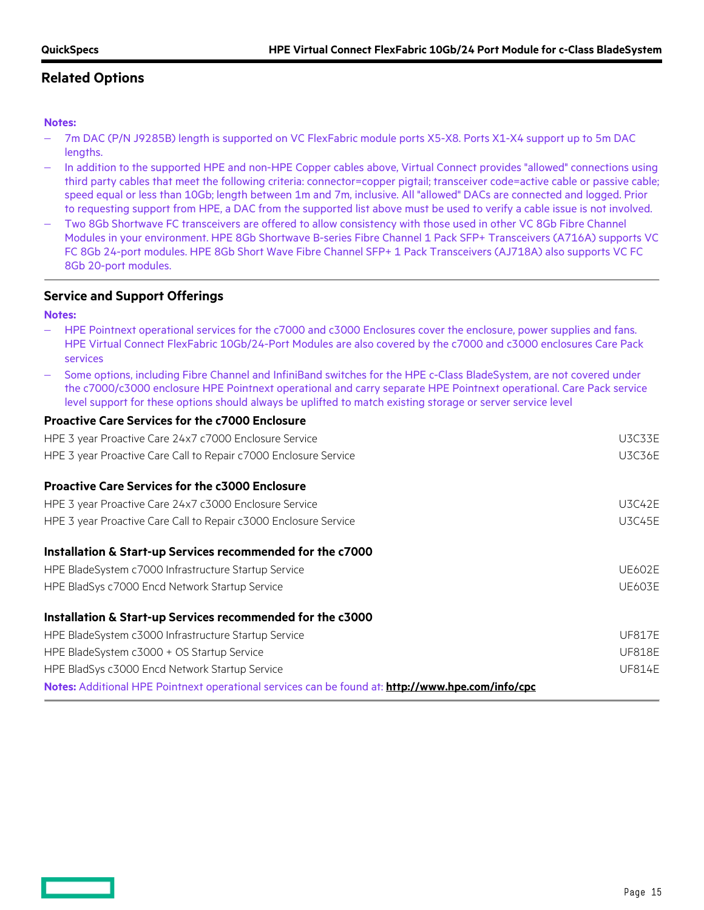## Related Options

**Notes:**

- 7m DAC (P/N J9285B) length is supported on VC FlexFabric module ports X5-X8. Ports X1-X4 support up to 5m DAC lengths.
- In addition to the supported HPE and non-HPE Copper cables above, Virtual Connect provides "allowed" connections using third party cables that meet the following criteria: connector=copper pigtail; transceiver code=active cable or passive cable; speed equal or less than 10Gb; length between 1m and 7m, inclusive. All "allowed" DACs are connected and logged. Prior to requesting support from HPE, a DAC from the supported list above must be used to verify a cable issue is not involved.
- Two 8Gb Shortwave FC transceivers are offered to allow consistency with those used in other VC 8Gb Fibre Channel Modules in your environment. HPE 8Gb Shortwave B-series Fibre Channel 1 Pack SFP+ Transceivers (A716A) supports VC FC 8Gb 24-port modules. HPE 8Gb Short Wave Fibre Channel SFP+ 1 Pack Transceivers (AJ718A) also supports VC FC 8Gb 20-port modules.

## Service and Support Offerings

**Notes:**

- HPE Pointnext operational services for the c7000 and c3000 Enclosures cover the enclosure, power supplies and fans. HPE Virtual Connect FlexFabric 10Gb/24-Port Modules are also covered by the c7000 and c3000 enclosures Care Pack services
- Some options, including Fibre Channel and InfiniBand switches for the HPE c-Class BladeSystem, are not covered under the c7000/c3000 enclosure HPE Pointnext operational and carry separate HPE Pointnext operational. Care Pack service level support for these options should always be uplifted to match existing storage or server service level

### Proactive Care Services for the c7000 Enclosure

| | |
|---|---|
| HPE 3 year Proactive Care 24x7 c7000 Enclosure Service | U3C33E |
| HPE 3 year Proactive Care Call to Repair c7000 Enclosure Service | U3C36E |

### Proactive Care Services for the c3000 Enclosure

| | |
|---|---|
| HPE 3 year Proactive Care 24x7 c3000 Enclosure Service | U3C42E |
| HPE 3 year Proactive Care Call to Repair c3000 Enclosure Service | U3C45E |

### Installation & Start-up Services recommended for the c7000

| | |
|---|---|
| HPE BladeSystem c7000 Infrastructure Startup Service | UE602E |
| HPE BladSys c7000 Encd Network Startup Service | UE603E |

### Installation & Start-up Services recommended for the c3000

| | |
|---|---|
| HPE BladeSystem c3000 Infrastructure Startup Service | UF817E |
| HPE BladeSystem c3000 + OS Startup Service | UF818E |
| HPE BladSys c3000 Encd Network Startup Service | UF814E |

**Notes:** Additional HPE Pointnext operational services can be found at: **http://www.hpe.com/info/cpc**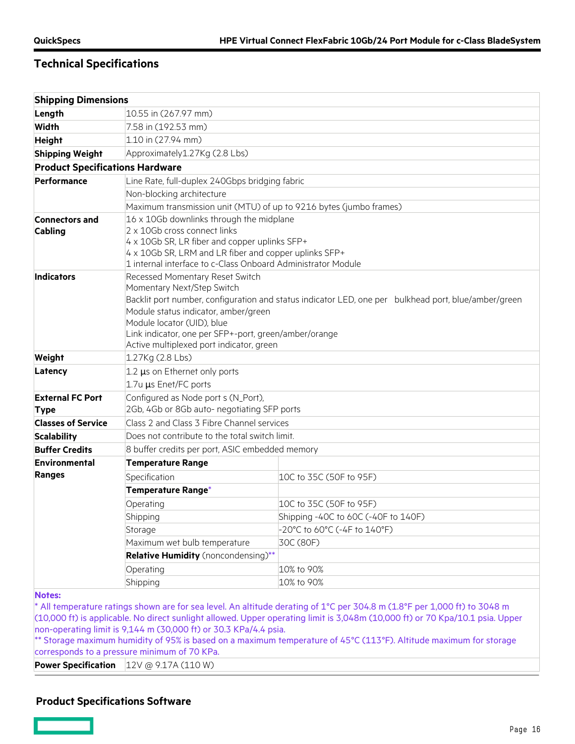## Technical Specifications

| Shipping Dimensions | | |
|---|---|---|
| **Length** | 10.55 in (267.97 mm) | |
| **Width** | 7.58 in (192.53 mm) | |
| **Height** | 1.10 in (27.94 mm) | |
| **Shipping Weight** | Approximately1.27Kg (2.8 Lbs) | |
| **Product Specifications Hardware** | | |
| **Performance** | Line Rate, full-duplex 240Gbps bridging fabric | |
| | Non-blocking architecture | |
| | Maximum transmission unit (MTU) of up to 9216 bytes (jumbo frames) | |
| **Connectors and Cabling** | 16 x 10Gb downlinks through the midplane<br>2 x 10Gb cross connect links<br>4 x 10Gb SR, LR fiber and copper uplinks SFP+<br>4 x 10Gb SR, LRM and LR fiber and copper uplinks SFP+<br>1 internal interface to c-Class Onboard Administrator Module | |
| **Indicators** | Recessed Momentary Reset Switch<br>Momentary Next/Step Switch<br>Backlit port number, configuration and status indicator LED, one per bulkhead port, blue/amber/green<br>Module status indicator, amber/green<br>Module locator (UID), blue<br>Link indicator, one per SFP+-port, green/amber/orange<br>Active multiplexed port indicator, green | |
| **Weight** | 1.27Kg (2.8 Lbs) | |
| **Latency** | 1.2 µs on Ethernet only ports | |
| | 1.7u µs Enet/FC ports | |
| **External FC Port Type** | Configured as Node port s (N_Port),<br>2Gb, 4Gb or 8Gb auto- negotiating SFP ports | |
| **Classes of Service** | Class 2 and Class 3 Fibre Channel services | |
| **Scalability** | Does not contribute to the total switch limit. | |
| **Buffer Credits** | 8 buffer credits per port, ASIC embedded memory | |
| **Environmental Ranges** | **Temperature Range** | |
| | Specification | 10C to 35C (50F to 95F) |
| | **Temperature Range*** | |
| | Operating | 10C to 35C (50F to 95F) |
| | Shipping | Shipping -40C to 60C (-40F to 140F) |
| | Storage | -20°C to 60°C (-4F to 140°F) |
| | Maximum wet bulb temperature | 30C (80F) |
| | **Relative Humidity** (noncondensing)** | |
| | Operating | 10% to 90% |
| | Shipping | 10% to 90% |

**Notes:**

* All temperature ratings shown are for sea level. An altitude derating of 1°C per 304.8 m (1.8°F per 1,000 ft) to 3048 m (10,000 ft) is applicable. No direct sunlight allowed. Upper operating limit is 3,048m (10,000 ft) or 70 Kpa/10.1 psia. Upper non-operating limit is 9,144 m (30,000 ft) or 30.3 KPa/4.4 psia.

** Storage maximum humidity of 95% is based on a maximum temperature of 45°C (113°F). Altitude maximum for storage corresponds to a pressure minimum of 70 KPa.

| | |
|---|---|
| **Power Specification** | 12V @ 9.17A (110 W) |

## Product Specifications Software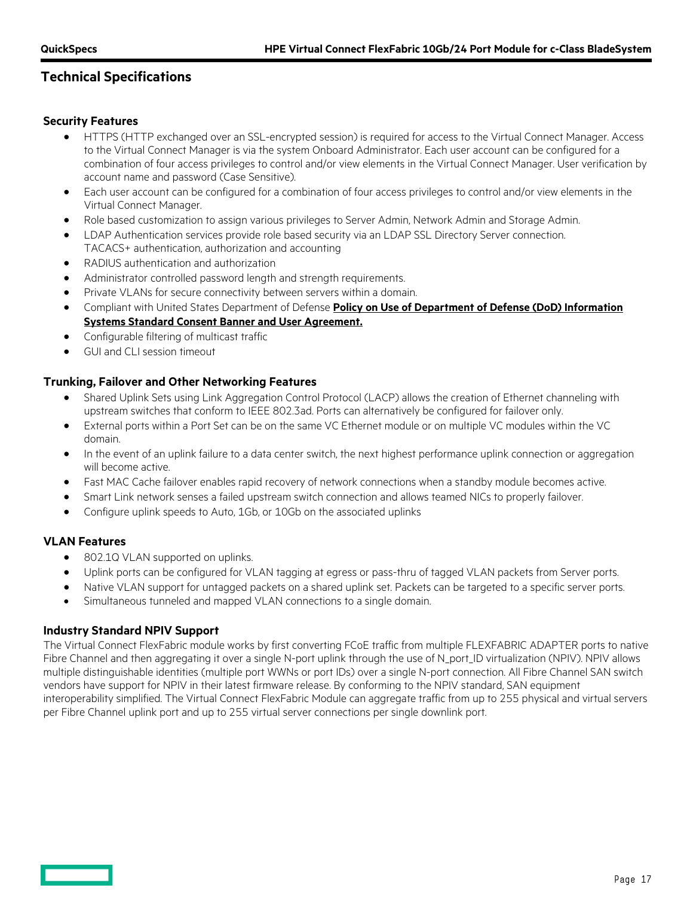## Technical Specifications

### Security Features

- HTTPS (HTTP exchanged over an SSL-encrypted session) is required for access to the Virtual Connect Manager. Access to the Virtual Connect Manager is via the system Onboard Administrator. Each user account can be configured for a combination of four access privileges to control and/or view elements in the Virtual Connect Manager. User verification by account name and password (Case Sensitive).
- Each user account can be configured for a combination of four access privileges to control and/or view elements in the Virtual Connect Manager.
- Role based customization to assign various privileges to Server Admin, Network Admin and Storage Admin.
- LDAP Authentication services provide role based security via an LDAP SSL Directory Server connection.
  TACACS+ authentication, authorization and accounting
- RADIUS authentication and authorization
- Administrator controlled password length and strength requirements.
- Private VLANs for secure connectivity between servers within a domain.
- Compliant with United States Department of Defense **Policy on Use of Department of Defense (DoD) Information Systems Standard Consent Banner and User Agreement.**
- Configurable filtering of multicast traffic
- GUI and CLI session timeout

### Trunking, Failover and Other Networking Features

- Shared Uplink Sets using Link Aggregation Control Protocol (LACP) allows the creation of Ethernet channeling with upstream switches that conform to IEEE 802.3ad. Ports can alternatively be configured for failover only.
- External ports within a Port Set can be on the same VC Ethernet module or on multiple VC modules within the VC domain.
- In the event of an uplink failure to a data center switch, the next highest performance uplink connection or aggregation will become active.
- Fast MAC Cache failover enables rapid recovery of network connections when a standby module becomes active.
- Smart Link network senses a failed upstream switch connection and allows teamed NICs to properly failover.
- Configure uplink speeds to Auto, 1Gb, or 10Gb on the associated uplinks

### VLAN Features

- 802.1Q VLAN supported on uplinks.
- Uplink ports can be configured for VLAN tagging at egress or pass-thru of tagged VLAN packets from Server ports.
- Native VLAN support for untagged packets on a shared uplink set. Packets can be targeted to a specific server ports.
- Simultaneous tunneled and mapped VLAN connections to a single domain.

### Industry Standard NPIV Support

The Virtual Connect FlexFabric module works by first converting FCoE traffic from multiple FLEXFABRIC ADAPTER ports to native Fibre Channel and then aggregating it over a single N-port uplink through the use of N_port_ID virtualization (NPIV). NPIV allows multiple distinguishable identities (multiple port WWNs or port IDs) over a single N-port connection. All Fibre Channel SAN switch vendors have support for NPIV in their latest firmware release. By conforming to the NPIV standard, SAN equipment interoperability simplified. The Virtual Connect FlexFabric Module can aggregate traffic from up to 255 physical and virtual servers per Fibre Channel uplink port and up to 255 virtual server connections per single downlink port.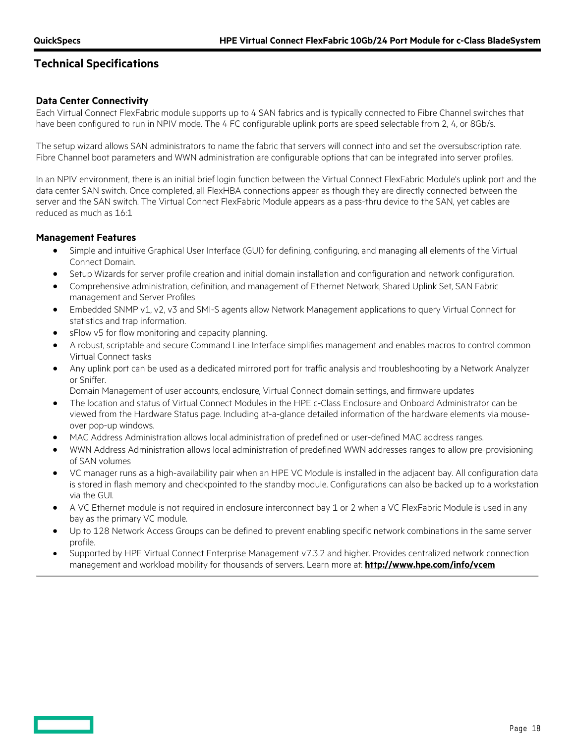## Technical Specifications

### Data Center Connectivity

Each Virtual Connect FlexFabric module supports up to 4 SAN fabrics and is typically connected to Fibre Channel switches that have been configured to run in NPIV mode. The 4 FC configurable uplink ports are speed selectable from 2, 4, or 8Gb/s.

The setup wizard allows SAN administrators to name the fabric that servers will connect into and set the oversubscription rate. Fibre Channel boot parameters and WWN administration are configurable options that can be integrated into server profiles.

In an NPIV environment, there is an initial brief login function between the Virtual Connect FlexFabric Module's uplink port and the data center SAN switch. Once completed, all FlexHBA connections appear as though they are directly connected between the server and the SAN switch. The Virtual Connect FlexFabric Module appears as a pass-thru device to the SAN, yet cables are reduced as much as 16:1

### Management Features

- Simple and intuitive Graphical User Interface (GUI) for defining, configuring, and managing all elements of the Virtual Connect Domain.
- Setup Wizards for server profile creation and initial domain installation and configuration and network configuration.
- Comprehensive administration, definition, and management of Ethernet Network, Shared Uplink Set, SAN Fabric management and Server Profiles
- Embedded SNMP v1, v2, v3 and SMI-S agents allow Network Management applications to query Virtual Connect for statistics and trap information.
- sFlow v5 for flow monitoring and capacity planning.
- A robust, scriptable and secure Command Line Interface simplifies management and enables macros to control common Virtual Connect tasks
- Any uplink port can be used as a dedicated mirrored port for traffic analysis and troubleshooting by a Network Analyzer or Sniffer.
  Domain Management of user accounts, enclosure, Virtual Connect domain settings, and firmware updates
- The location and status of Virtual Connect Modules in the HPE c-Class Enclosure and Onboard Administrator can be viewed from the Hardware Status page. Including at-a-glance detailed information of the hardware elements via mouse-over pop-up windows.
- MAC Address Administration allows local administration of predefined or user-defined MAC address ranges.
- WWN Address Administration allows local administration of predefined WWN addresses ranges to allow pre-provisioning of SAN volumes
- VC manager runs as a high-availability pair when an HPE VC Module is installed in the adjacent bay. All configuration data is stored in flash memory and checkpointed to the standby module. Configurations can also be backed up to a workstation via the GUI.
- A VC Ethernet module is not required in enclosure interconnect bay 1 or 2 when a VC FlexFabric Module is used in any bay as the primary VC module.
- Up to 128 Network Access Groups can be defined to prevent enabling specific network combinations in the same server profile.
- Supported by HPE Virtual Connect Enterprise Management v7.3.2 and higher. Provides centralized network connection management and workload mobility for thousands of servers. Learn more at: **http://www.hpe.com/info/vcem**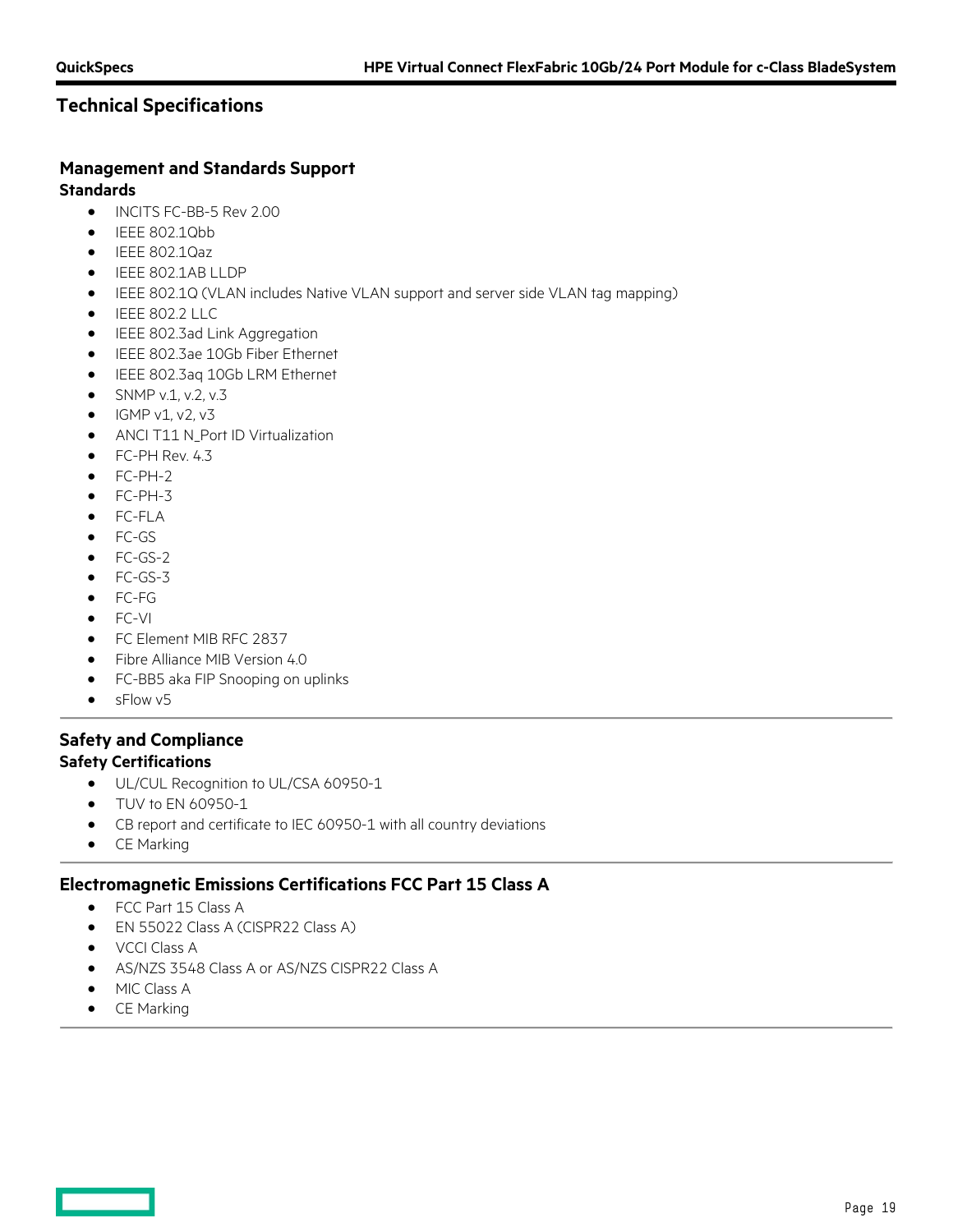## Technical Specifications

### Management and Standards Support

**Standards**

- INCITS FC-BB-5 Rev 2.00
- IEEE 802.1Qbb
- IEEE 802.1Qaz
- IEEE 802.1AB LLDP
- IEEE 802.1Q (VLAN includes Native VLAN support and server side VLAN tag mapping)
- IEEE 802.2 LLC
- IEEE 802.3ad Link Aggregation
- IEEE 802.3ae 10Gb Fiber Ethernet
- IEEE 802.3aq 10Gb LRM Ethernet
- SNMP v.1, v.2, v.3
- IGMP v1, v2, v3
- ANCI T11 N_Port ID Virtualization
- FC-PH Rev. 4.3
- FC-PH-2
- FC-PH-3
- FC-FLA
- FC-GS
- FC-GS-2
- FC-GS-3
- FC-FG
- FC-VI
- FC Element MIB RFC 2837
- Fibre Alliance MIB Version 4.0
- FC-BB5 aka FIP Snooping on uplinks
- sFlow v5

### Safety and Compliance

**Safety Certifications**

- UL/CUL Recognition to UL/CSA 60950-1
- TUV to EN 60950-1
- CB report and certificate to IEC 60950-1 with all country deviations
- CE Marking

### Electromagnetic Emissions Certifications FCC Part 15 Class A

- FCC Part 15 Class A
- EN 55022 Class A (CISPR22 Class A)
- VCCI Class A
- AS/NZS 3548 Class A or AS/NZS CISPR22 Class A
- MIC Class A
- CE Marking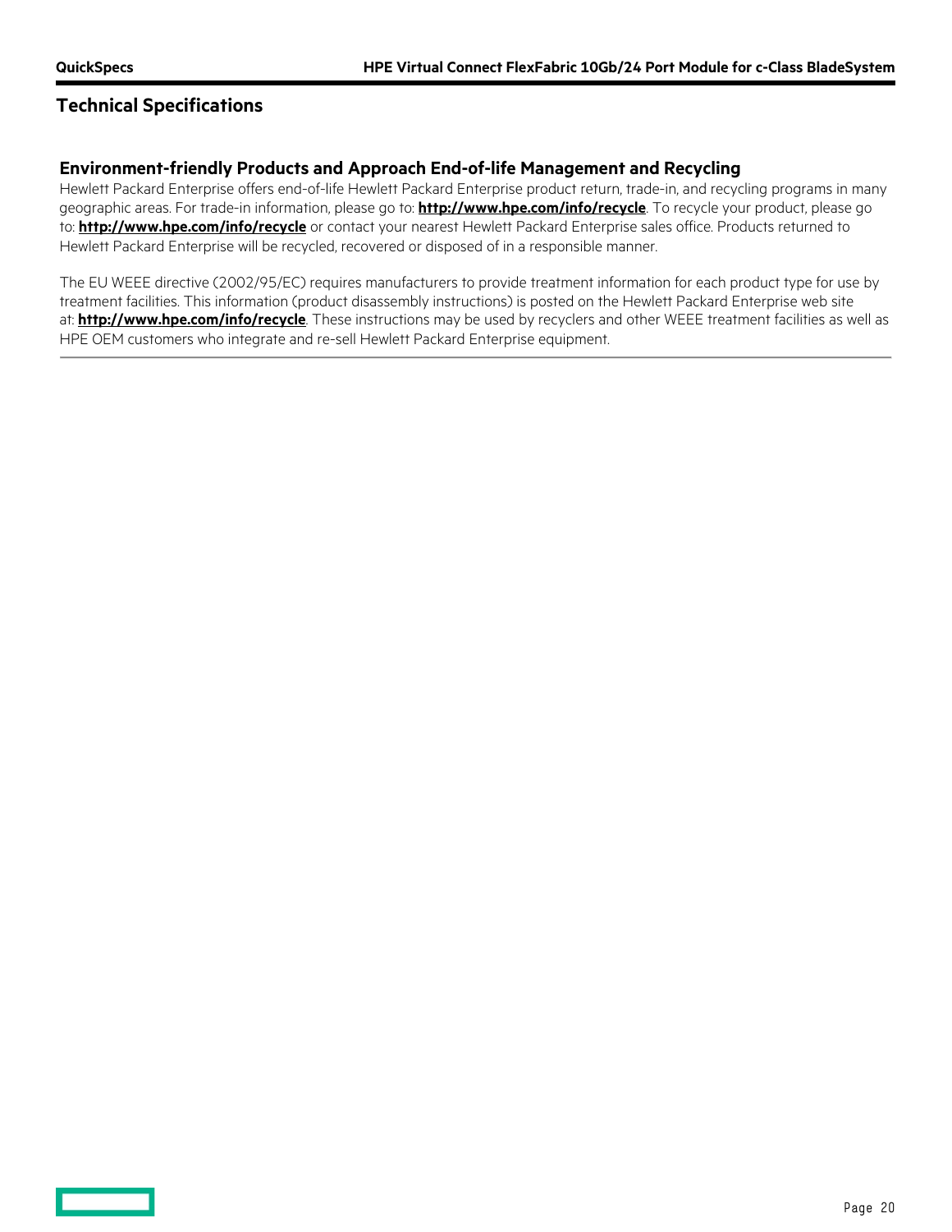## Technical Specifications

### Environment-friendly Products and Approach End-of-life Management and Recycling

Hewlett Packard Enterprise offers end-of-life Hewlett Packard Enterprise product return, trade-in, and recycling programs in many geographic areas. For trade-in information, please go to: **http://www.hpe.com/info/recycle**. To recycle your product, please go to: **http://www.hpe.com/info/recycle** or contact your nearest Hewlett Packard Enterprise sales office. Products returned to Hewlett Packard Enterprise will be recycled, recovered or disposed of in a responsible manner.

The EU WEEE directive (2002/95/EC) requires manufacturers to provide treatment information for each product type for use by treatment facilities. This information (product disassembly instructions) is posted on the Hewlett Packard Enterprise web site at: **http://www.hpe.com/info/recycle**. These instructions may be used by recyclers and other WEEE treatment facilities as well as HPE OEM customers who integrate and re-sell Hewlett Packard Enterprise equipment.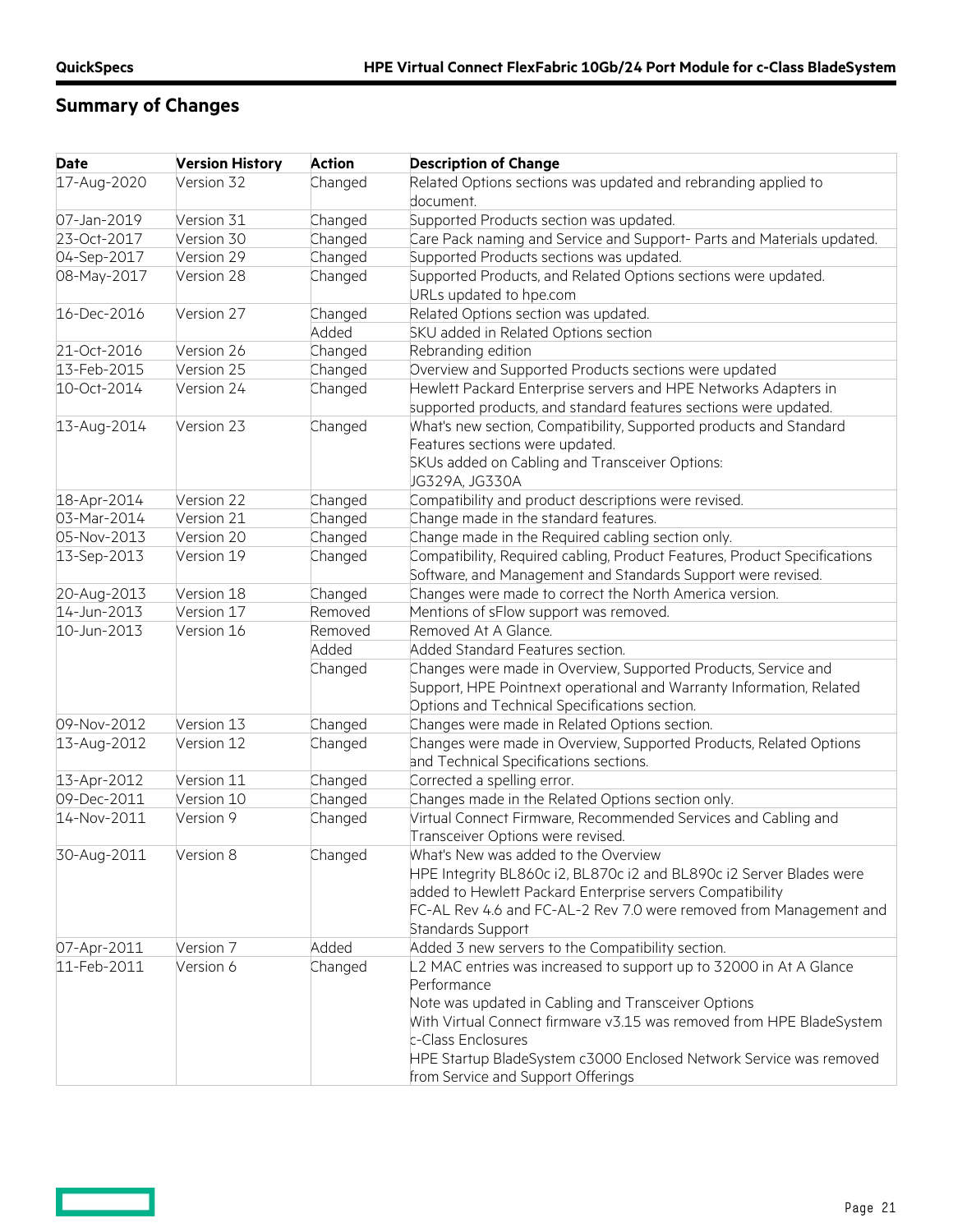## Summary of Changes

| Date | Version History | Action | Description of Change |
|---|---|---|---|
| 17-Aug-2020 | Version 32 | Changed | Related Options sections was updated and rebranding applied to document. |
| 07-Jan-2019 | Version 31 | Changed | Supported Products section was updated. |
| 23-Oct-2017 | Version 30 | Changed | Care Pack naming and Service and Support- Parts and Materials updated. |
| 04-Sep-2017 | Version 29 | Changed | Supported Products sections was updated. |
| 08-May-2017 | Version 28 | Changed | Supported Products, and Related Options sections were updated. URLs updated to hpe.com |
| 16-Dec-2016 | Version 27 | Changed | Related Options section was updated. |
| | | Added | SKU added in Related Options section |
| 21-Oct-2016 | Version 26 | Changed | Rebranding edition |
| 13-Feb-2015 | Version 25 | Changed | Overview and Supported Products sections were updated |
| 10-Oct-2014 | Version 24 | Changed | Hewlett Packard Enterprise servers and HPE Networks Adapters in supported products, and standard features sections were updated. |
| 13-Aug-2014 | Version 23 | Changed | What's new section, Compatibility, Supported products and Standard Features sections were updated. SKUs added on Cabling and Transceiver Options: JG329A, JG330A |
| 18-Apr-2014 | Version 22 | Changed | Compatibility and product descriptions were revised. |
| 03-Mar-2014 | Version 21 | Changed | Change made in the standard features. |
| 05-Nov-2013 | Version 20 | Changed | Change made in the Required cabling section only. |
| 13-Sep-2013 | Version 19 | Changed | Compatibility, Required cabling, Product Features, Product Specifications Software, and Management and Standards Support were revised. |
| 20-Aug-2013 | Version 18 | Changed | Changes were made to correct the North America version. |
| 14-Jun-2013 | Version 17 | Removed | Mentions of sFlow support was removed. |
| 10-Jun-2013 | Version 16 | Removed | Removed At A Glance. |
| | | Added | Added Standard Features section. |
| | | Changed | Changes were made in Overview, Supported Products, Service and Support, HPE Pointnext operational and Warranty Information, Related Options and Technical Specifications section. |
| 09-Nov-2012 | Version 13 | Changed | Changes were made in Related Options section. |
| 13-Aug-2012 | Version 12 | Changed | Changes were made in Overview, Supported Products, Related Options and Technical Specifications sections. |
| 13-Apr-2012 | Version 11 | Changed | Corrected a spelling error. |
| 09-Dec-2011 | Version 10 | Changed | Changes made in the Related Options section only. |
| 14-Nov-2011 | Version 9 | Changed | Virtual Connect Firmware, Recommended Services and Cabling and Transceiver Options were revised. |
| 30-Aug-2011 | Version 8 | Changed | What's New was added to the Overview<br>HPE Integrity BL860c i2, BL870c i2 and BL890c i2 Server Blades were added to Hewlett Packard Enterprise servers Compatibility<br>FC-AL Rev 4.6 and FC-AL-2 Rev 7.0 were removed from Management and Standards Support |
| 07-Apr-2011 | Version 7 | Added | Added 3 new servers to the Compatibility section. |
| 11-Feb-2011 | Version 6 | Changed | L2 MAC entries was increased to support up to 32000 in At A Glance Performance<br>Note was updated in Cabling and Transceiver Options<br>With Virtual Connect firmware v3.15 was removed from HPE BladeSystem c-Class Enclosures<br>HPE Startup BladeSystem c3000 Enclosed Network Service was removed from Service and Support Offerings |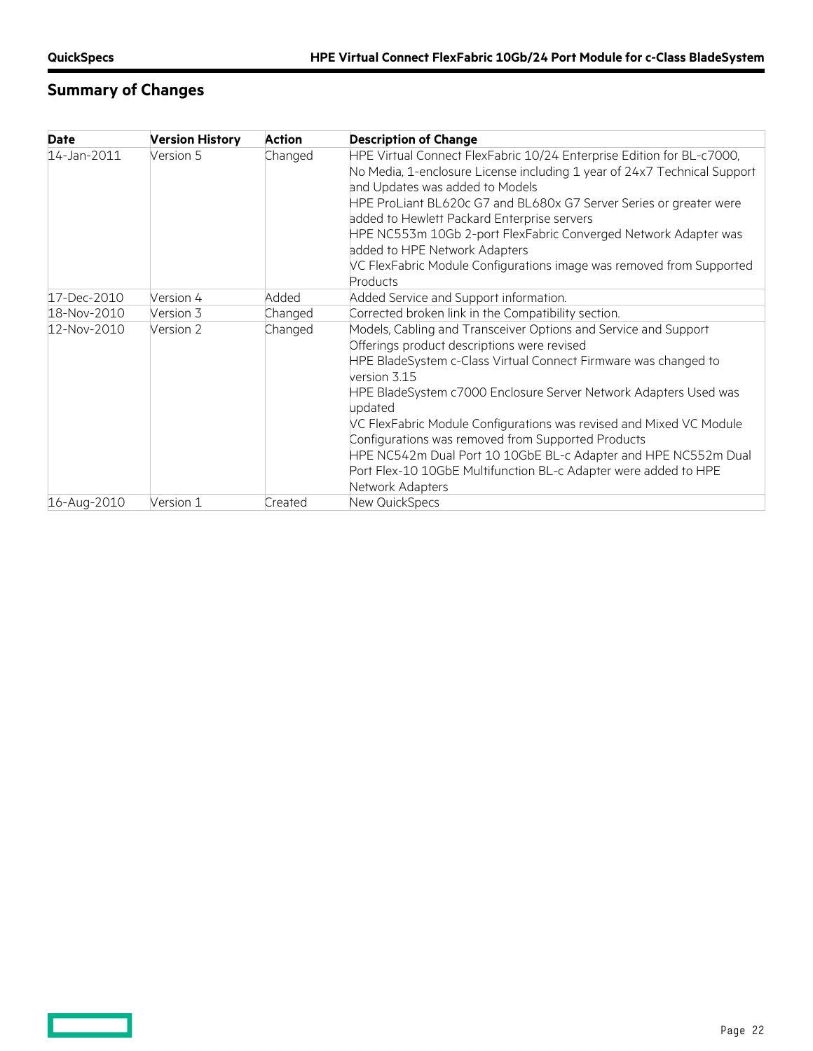## Summary of Changes

| Date | Version History | Action | Description of Change |
|---|---|---|---|
| 14-Jan-2011 | Version 5 | Changed | HPE Virtual Connect FlexFabric 10/24 Enterprise Edition for BL-c7000, No Media, 1-enclosure License including 1 year of 24x7 Technical Support and Updates was added to Models<br>HPE ProLiant BL620c G7 and BL680x G7 Server Series or greater were added to Hewlett Packard Enterprise servers<br>HPE NC553m 10Gb 2-port FlexFabric Converged Network Adapter was added to HPE Network Adapters<br>VC FlexFabric Module Configurations image was removed from Supported Products |
| 17-Dec-2010 | Version 4 | Added | Added Service and Support information. |
| 18-Nov-2010 | Version 3 | Changed | Corrected broken link in the Compatibility section. |
| 12-Nov-2010 | Version 2 | Changed | Models, Cabling and Transceiver Options and Service and Support Offerings product descriptions were revised<br>HPE BladeSystem c-Class Virtual Connect Firmware was changed to version 3.15<br>HPE BladeSystem c7000 Enclosure Server Network Adapters Used was updated<br>VC FlexFabric Module Configurations was revised and Mixed VC Module Configurations was removed from Supported Products<br>HPE NC542m Dual Port 10 10GbE BL-c Adapter and HPE NC552m Dual Port Flex-10 10GbE Multifunction BL-c Adapter were added to HPE Network Adapters |
| 16-Aug-2010 | Version 1 | Created | New QuickSpecs |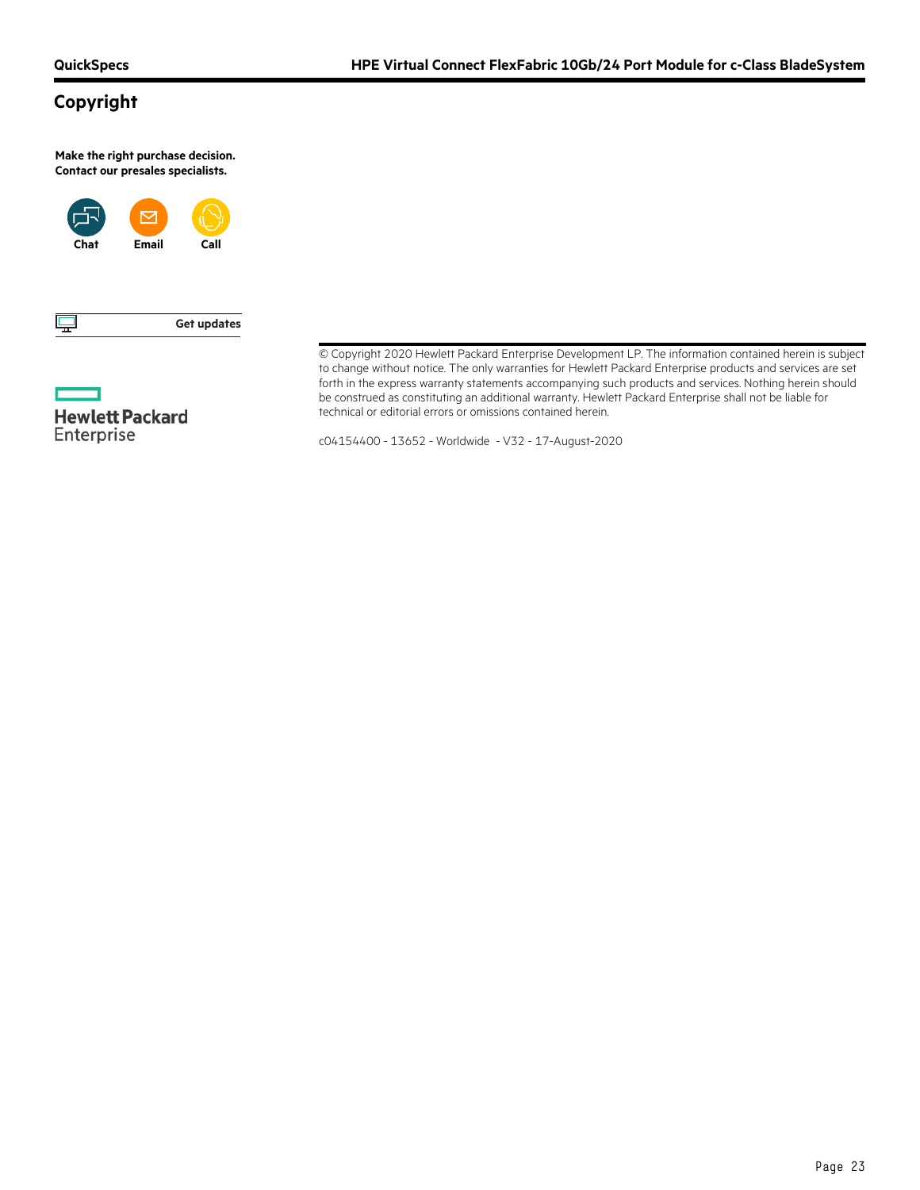## Copyright

**Make the right purchase decision.**
**Contact our presales specialists.**

Chat

Email

Call

Get updates

Hewlett Packard
Enterprise

© Copyright 2020 Hewlett Packard Enterprise Development LP. The information contained herein is subject to change without notice. The only warranties for Hewlett Packard Enterprise products and services are set forth in the express warranty statements accompanying such products and services. Nothing herein should be construed as constituting an additional warranty. Hewlett Packard Enterprise shall not be liable for technical or editorial errors or omissions contained herein.

c04154400 - 13652 - Worldwide - V32 - 17-August-2020